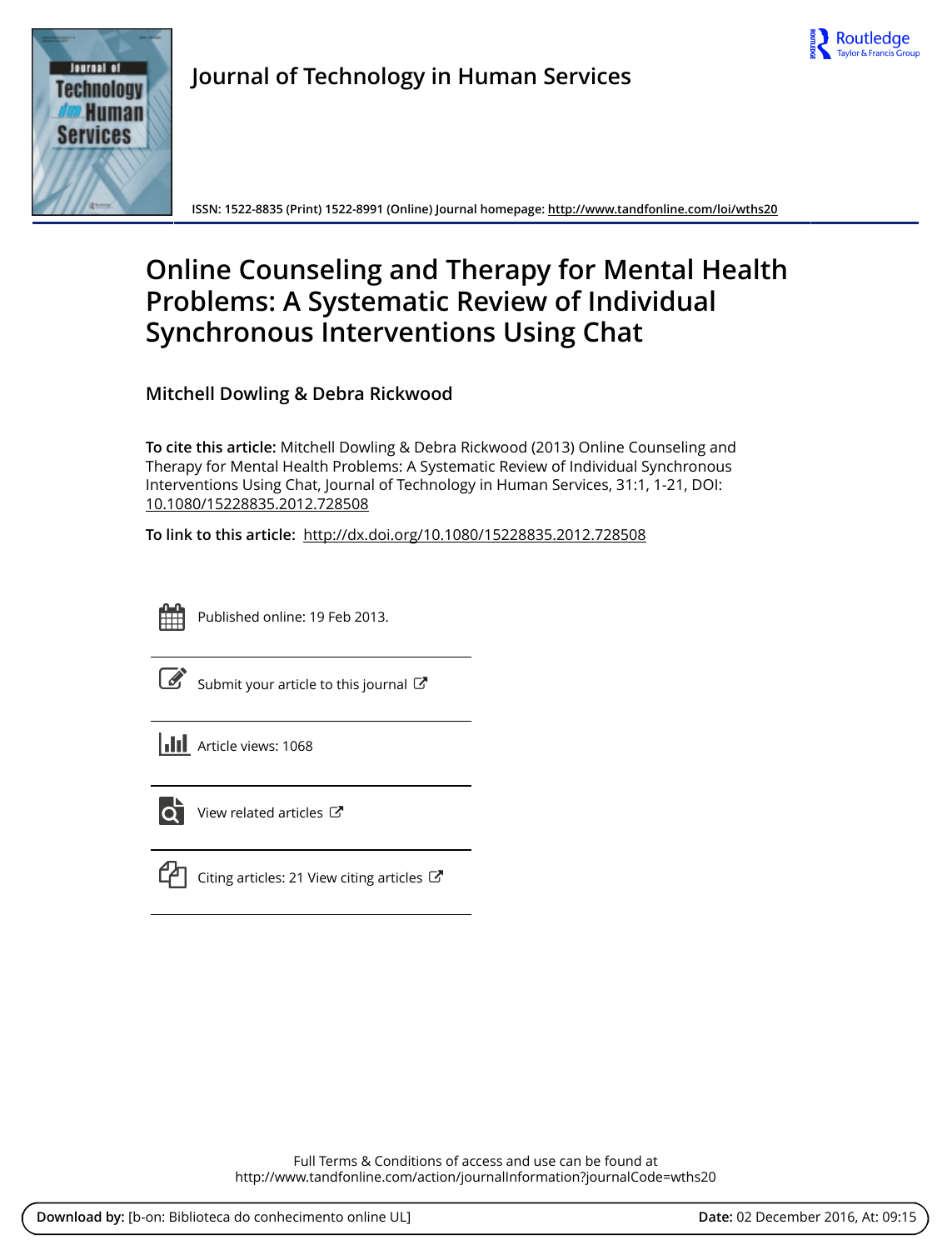Journal of Technology in Human Services

ISSN: 1522-8835 (Print) 1522-8991 (Online) Journal homepage: http://www.tandfonline.com/loi/wths20

# Online Counseling and Therapy for Mental Health Problems: A Systematic Review of Individual Synchronous Interventions Using Chat

**Mitchell Dowling & Debra Rickwood**

**To cite this article:** Mitchell Dowling & Debra Rickwood (2013) Online Counseling and Therapy for Mental Health Problems: A Systematic Review of Individual Synchronous Interventions Using Chat, Journal of Technology in Human Services, 31:1, 1-21, DOI: 10.1080/15228835.2012.728508

**To link to this article:** http://dx.doi.org/10.1080/15228835.2012.728508

Published online: 19 Feb 2013.

Submit your article to this journal

Article views: 1068

View related articles

Citing articles: 21 View citing articles

Full Terms & Conditions of access and use can be found at
http://www.tandfonline.com/action/journalInformation?journalCode=wths20

**Download by:** [b-on: Biblioteca do conhecimento online UL] **Date:** 02 December 2016, At: 09:15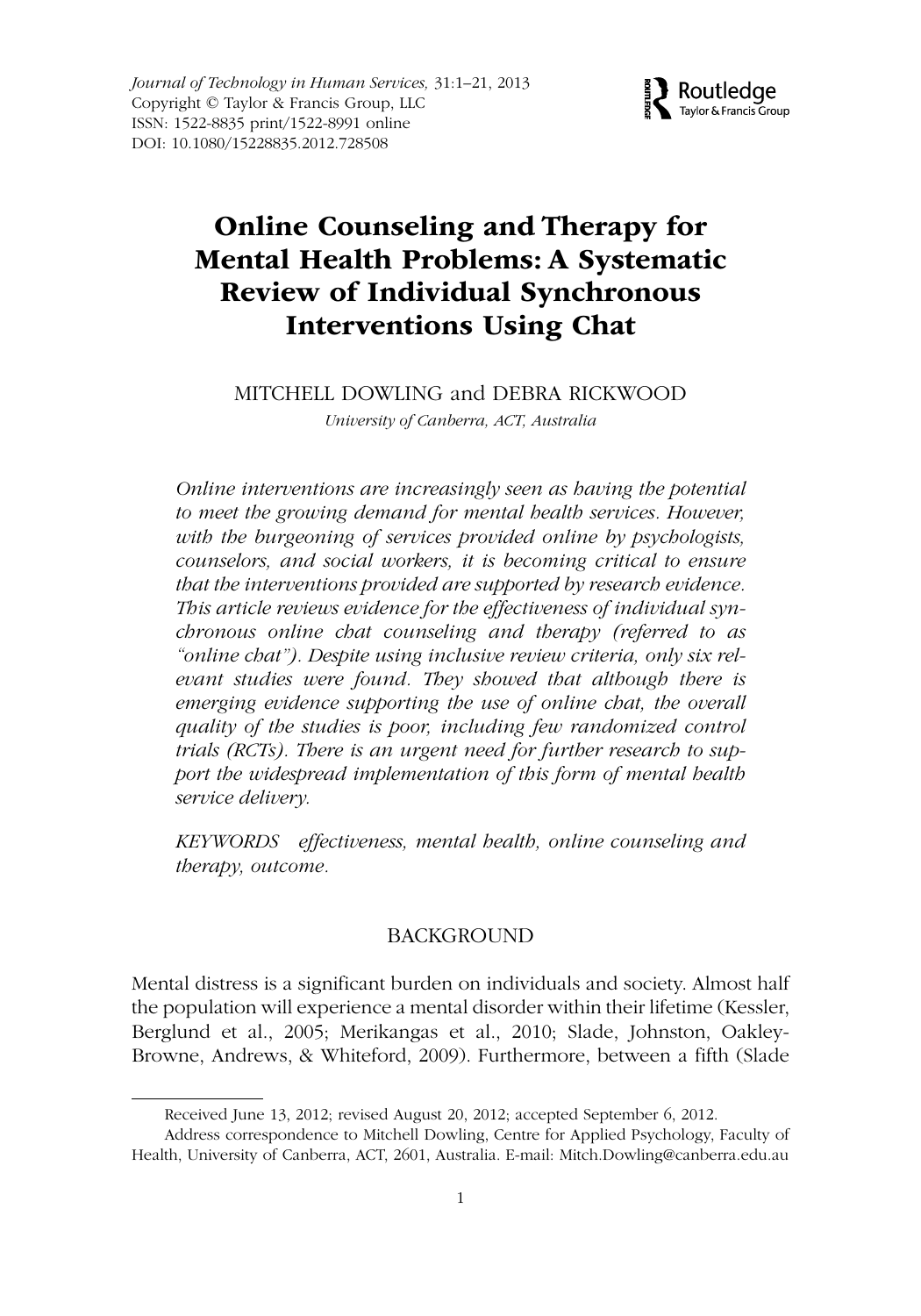# Online Counseling and Therapy for Mental Health Problems: A Systematic Review of Individual Synchronous Interventions Using Chat

MITCHELL DOWLING and DEBRA RICKWOOD

*University of Canberra, ACT, Australia*

*Online interventions are increasingly seen as having the potential to meet the growing demand for mental health services. However, with the burgeoning of services provided online by psychologists, counselors, and social workers, it is becoming critical to ensure that the interventions provided are supported by research evidence. This article reviews evidence for the effectiveness of individual synchronous online chat counseling and therapy (referred to as "online chat"). Despite using inclusive review criteria, only six relevant studies were found. They showed that although there is emerging evidence supporting the use of online chat, the overall quality of the studies is poor, including few randomized control trials (RCTs). There is an urgent need for further research to support the widespread implementation of this form of mental health service delivery.*

*KEYWORDS* *effectiveness, mental health, online counseling and therapy, outcome.*

## BACKGROUND

Mental distress is a significant burden on individuals and society. Almost half the population will experience a mental disorder within their lifetime (Kessler, Berglund et al., 2005; Merikangas et al., 2010; Slade, Johnston, Oakley-Browne, Andrews, & Whiteford, 2009). Furthermore, between a fifth (Slade

Received June 13, 2012; revised August 20, 2012; accepted September 6, 2012.

Address correspondence to Mitchell Dowling, Centre for Applied Psychology, Faculty of Health, University of Canberra, ACT, 2601, Australia. E-mail: Mitch.Dowling@canberra.edu.au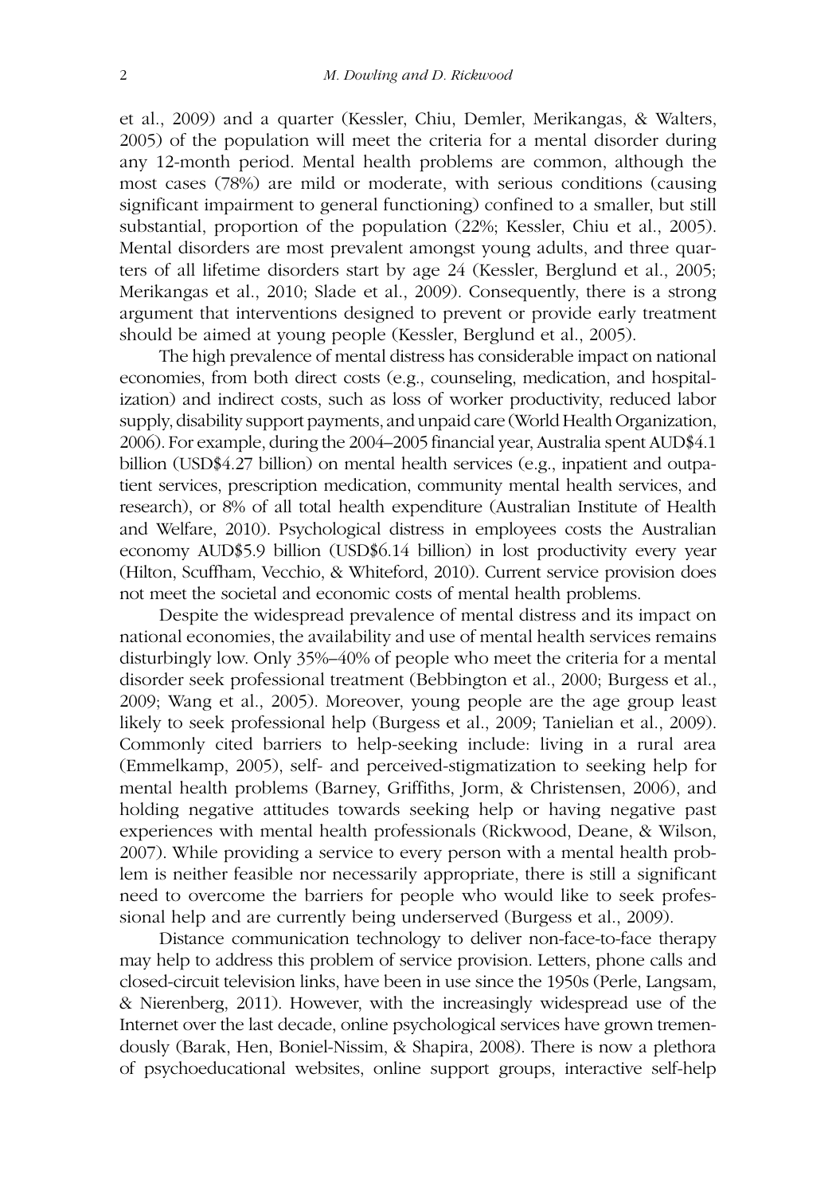et al., 2009) and a quarter (Kessler, Chiu, Demler, Merikangas, & Walters, 2005) of the population will meet the criteria for a mental disorder during any 12-month period. Mental health problems are common, although the most cases (78%) are mild or moderate, with serious conditions (causing significant impairment to general functioning) confined to a smaller, but still substantial, proportion of the population (22%; Kessler, Chiu et al., 2005). Mental disorders are most prevalent amongst young adults, and three quarters of all lifetime disorders start by age 24 (Kessler, Berglund et al., 2005; Merikangas et al., 2010; Slade et al., 2009). Consequently, there is a strong argument that interventions designed to prevent or provide early treatment should be aimed at young people (Kessler, Berglund et al., 2005).

The high prevalence of mental distress has considerable impact on national economies, from both direct costs (e.g., counseling, medication, and hospitalization) and indirect costs, such as loss of worker productivity, reduced labor supply, disability support payments, and unpaid care (World Health Organization, 2006). For example, during the 2004–2005 financial year, Australia spent AUD$4.1 billion (USD$4.27 billion) on mental health services (e.g., inpatient and outpatient services, prescription medication, community mental health services, and research), or 8% of all total health expenditure (Australian Institute of Health and Welfare, 2010). Psychological distress in employees costs the Australian economy AUD$5.9 billion (USD$6.14 billion) in lost productivity every year (Hilton, Scuffham, Vecchio, & Whiteford, 2010). Current service provision does not meet the societal and economic costs of mental health problems.

Despite the widespread prevalence of mental distress and its impact on national economies, the availability and use of mental health services remains disturbingly low. Only 35%–40% of people who meet the criteria for a mental disorder seek professional treatment (Bebbington et al., 2000; Burgess et al., 2009; Wang et al., 2005). Moreover, young people are the age group least likely to seek professional help (Burgess et al., 2009; Tanielian et al., 2009). Commonly cited barriers to help-seeking include: living in a rural area (Emmelkamp, 2005), self- and perceived-stigmatization to seeking help for mental health problems (Barney, Griffiths, Jorm, & Christensen, 2006), and holding negative attitudes towards seeking help or having negative past experiences with mental health professionals (Rickwood, Deane, & Wilson, 2007). While providing a service to every person with a mental health problem is neither feasible nor necessarily appropriate, there is still a significant need to overcome the barriers for people who would like to seek professional help and are currently being underserved (Burgess et al., 2009).

Distance communication technology to deliver non-face-to-face therapy may help to address this problem of service provision. Letters, phone calls and closed-circuit television links, have been in use since the 1950s (Perle, Langsam, & Nierenberg, 2011). However, with the increasingly widespread use of the Internet over the last decade, online psychological services have grown tremendously (Barak, Hen, Boniel-Nissim, & Shapira, 2008). There is now a plethora of psychoeducational websites, online support groups, interactive self-help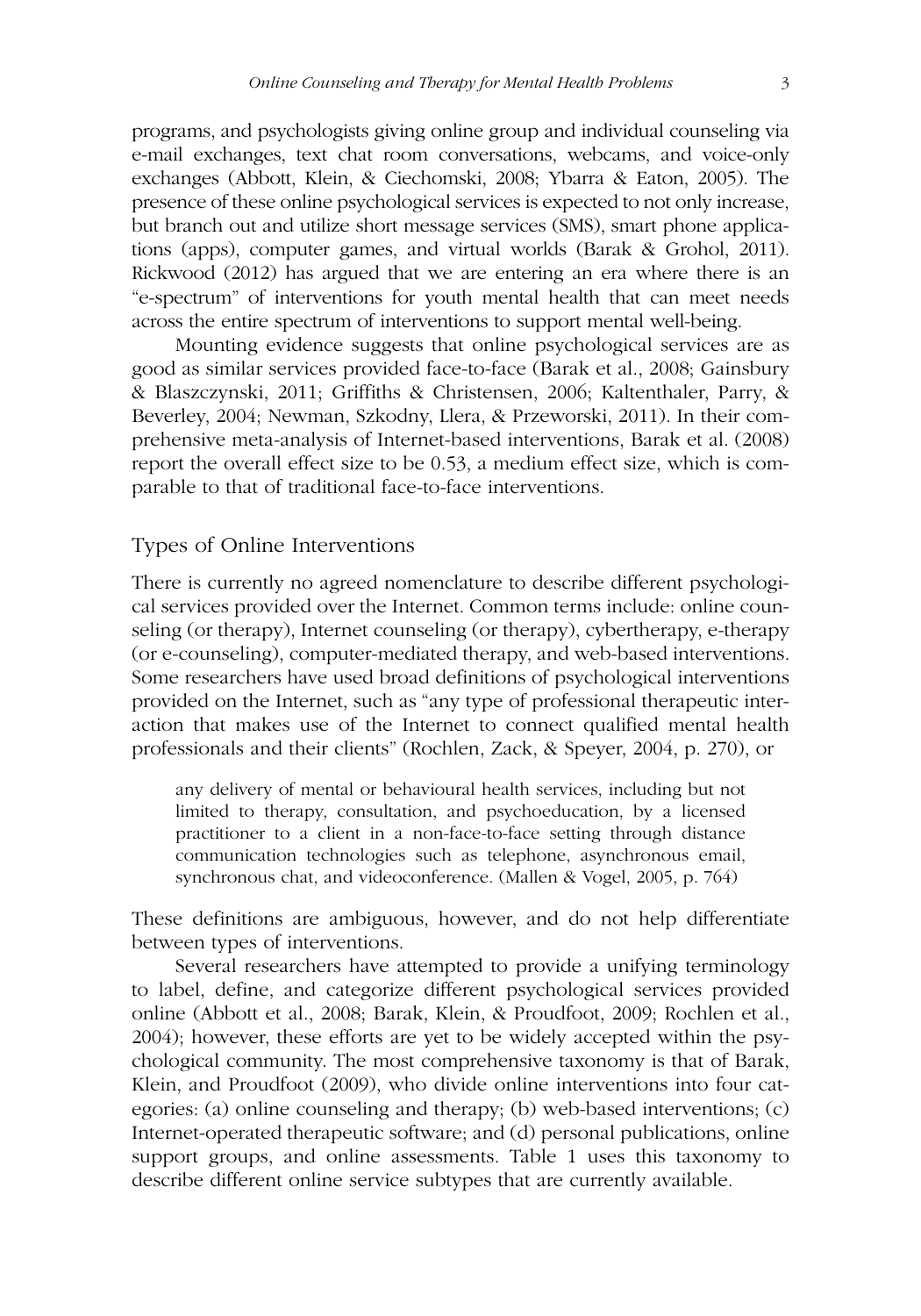programs, and psychologists giving online group and individual counseling via e-mail exchanges, text chat room conversations, webcams, and voice-only exchanges (Abbott, Klein, & Ciechomski, 2008; Ybarra & Eaton, 2005). The presence of these online psychological services is expected to not only increase, but branch out and utilize short message services (SMS), smart phone applications (apps), computer games, and virtual worlds (Barak & Grohol, 2011). Rickwood (2012) has argued that we are entering an era where there is an "e-spectrum" of interventions for youth mental health that can meet needs across the entire spectrum of interventions to support mental well-being.

Mounting evidence suggests that online psychological services are as good as similar services provided face-to-face (Barak et al., 2008; Gainsbury & Blaszczynski, 2011; Griffiths & Christensen, 2006; Kaltenthaler, Parry, & Beverley, 2004; Newman, Szkodny, Llera, & Przeworski, 2011). In their comprehensive meta-analysis of Internet-based interventions, Barak et al. (2008) report the overall effect size to be 0.53, a medium effect size, which is comparable to that of traditional face-to-face interventions.

## Types of Online Interventions

There is currently no agreed nomenclature to describe different psychological services provided over the Internet. Common terms include: online counseling (or therapy), Internet counseling (or therapy), cybertherapy, e-therapy (or e-counseling), computer-mediated therapy, and web-based interventions. Some researchers have used broad definitions of psychological interventions provided on the Internet, such as "any type of professional therapeutic interaction that makes use of the Internet to connect qualified mental health professionals and their clients" (Rochlen, Zack, & Speyer, 2004, p. 270), or

> any delivery of mental or behavioural health services, including but not limited to therapy, consultation, and psychoeducation, by a licensed practitioner to a client in a non-face-to-face setting through distance communication technologies such as telephone, asynchronous email, synchronous chat, and videoconference. (Mallen & Vogel, 2005, p. 764)

These definitions are ambiguous, however, and do not help differentiate between types of interventions.

Several researchers have attempted to provide a unifying terminology to label, define, and categorize different psychological services provided online (Abbott et al., 2008; Barak, Klein, & Proudfoot, 2009; Rochlen et al., 2004); however, these efforts are yet to be widely accepted within the psychological community. The most comprehensive taxonomy is that of Barak, Klein, and Proudfoot (2009), who divide online interventions into four categories: (a) online counseling and therapy; (b) web-based interventions; (c) Internet-operated therapeutic software; and (d) personal publications, online support groups, and online assessments. Table 1 uses this taxonomy to describe different online service subtypes that are currently available.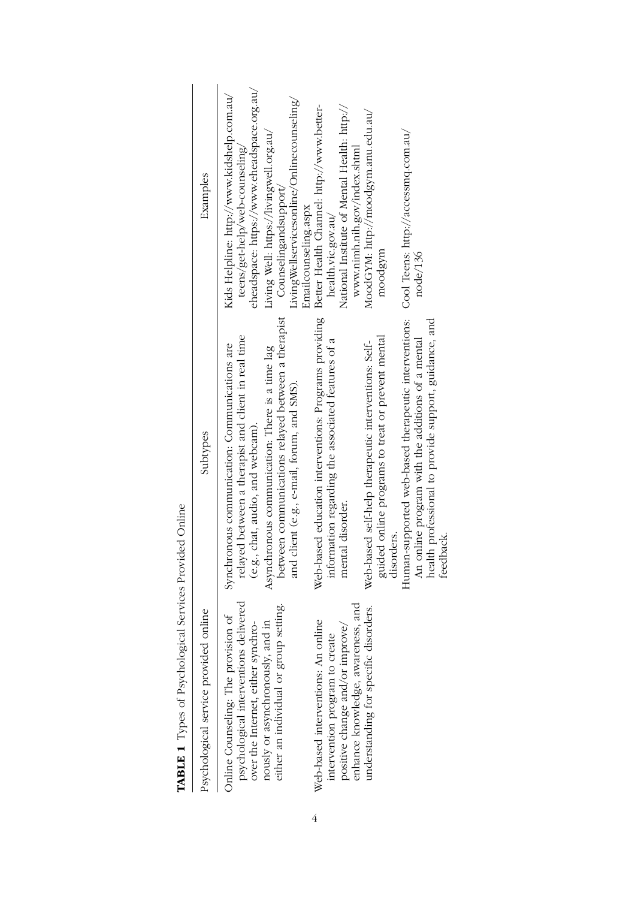**TABLE 1** Types of Psychological Services Provided Online

| Psychological service provided online | Subtypes | Examples |
|---|---|---|
| Online Counseling: The provision of psychological interventions delivered over the Internet, either synchronously or asynchronously, and in either an individual or group setting. | Synchronous communication: Communications are relayed between a therapist and client in real time (e.g., chat, audio, and webcam). | Kids Helpline: http://www.kidshelp.com.au/teens/get-help/web-counseling/ |
| | | eheadspace: https://www.eheadspace.org.au/ |
| | Asynchronous communication: There is a time lag between communications relayed between a therapist and client (e.g., e-mail, forum, and SMS). | Living Well: https://livingwell.org.au/Counselingandsupport/LivingWellservicesonline/Onlinecounseling/Emailcounseling.aspx |
| Web-based interventions: An online intervention program to create positive change and/or improve/enhance knowledge, awareness, and understanding for specific disorders. | Web-based education interventions: Programs providing information regarding the associated features of a mental disorder. | Better Health Channel: http://www.better-health.vic.gov.au/ |
| | | National Institute of Mental Health: http://www.nimh.nih.gov/index.shtml |
| | Web-based self-help therapeutic interventions: Self-guided online programs to treat or prevent mental disorders. | MoodGYM: http://moodgym.anu.edu.au/moodgym |
| | Human-supported web-based therapeutic interventions: An online program with the additions of a mental health professional to provide support, guidance, and feedback. | Cool Teens: http://accessmq.com.au/node/136 |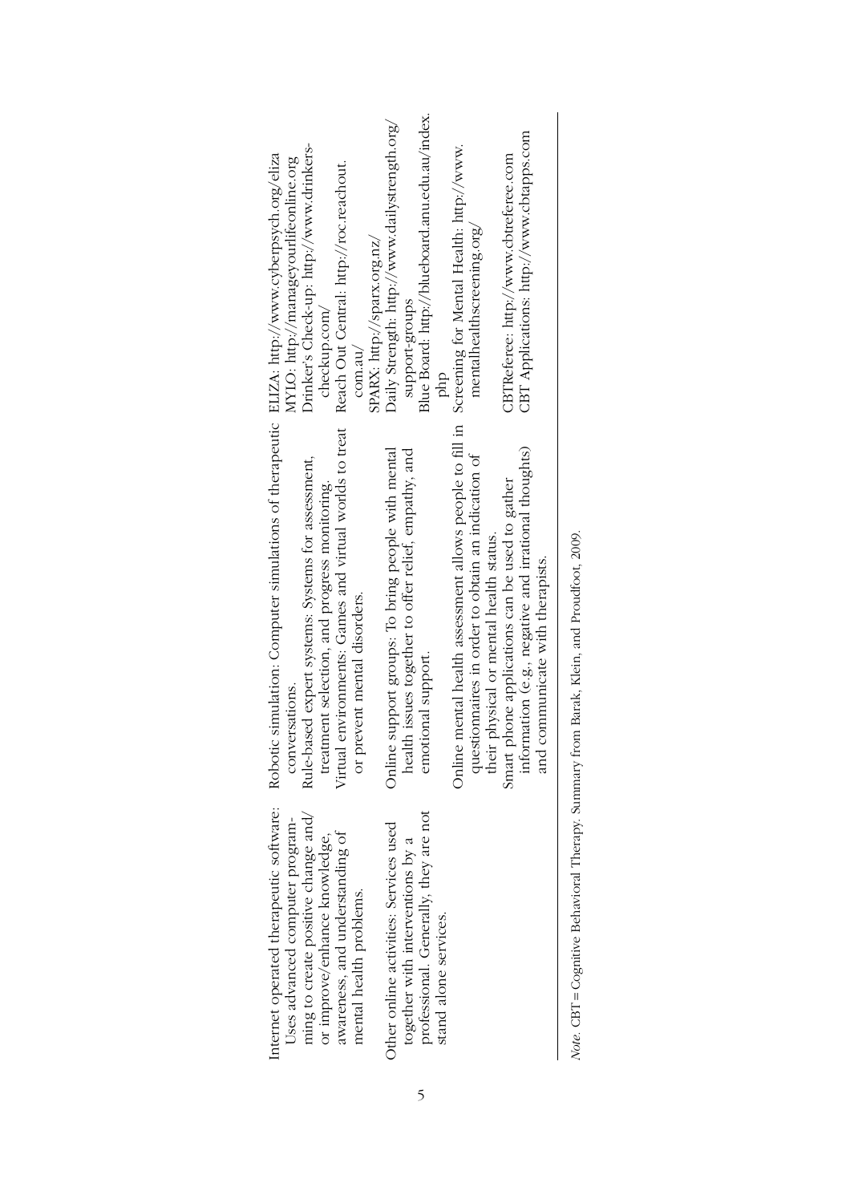| | | |
|---|---|---|
| Internet operated therapeutic software: Uses advanced computer programming to create positive change and/or improve/enhance knowledge, awareness, and understanding of mental health problems. | Robotic simulation: Computer simulations of therapeutic conversations. | ELIZA: http://www.cyberpsych.org/eliza |
| | Rule-based expert systems: Systems for assessment, treatment selection, and progress monitoring. | MYIO: http://manageyourlifeonline.org<br>Drinker's Check-up: http://www.drinkers-checkup.com/ |
| | Virtual environments: Games and virtual worlds to treat or prevent mental disorders. | Reach Out Central: http://roc.reachout.com.au/<br>SPARX: http://sparx.org.nz/ |
| Other online activities: Services used together with interventions by a professional. Generally, they are not stand alone services. | Online support groups: To bring people with mental health issues together to offer relief, empathy, and emotional support. | Daily Strength: http://www.dailystrength.org/support-groups<br>Blue Board: http://blueboard.anu.edu.au/index.php |
| | Online mental health assessment allows people to fill in questionnaires in order to obtain an indication of their physical or mental health status. | Screening for Mental Health: http://www.mentalhealthscreening.org/ |
| | Smart phone applications can be used to gather information (e.g., negative and irrational thoughts) and communicate with therapists. | CBTReferee: http://www.cbtreferee.com<br>CBT Applications: http://www.cbtapps.com |

*Note.* CBT = Cognitive Behavioral Therapy. Summary from Barak, Klein, and Proudfoot, 2009.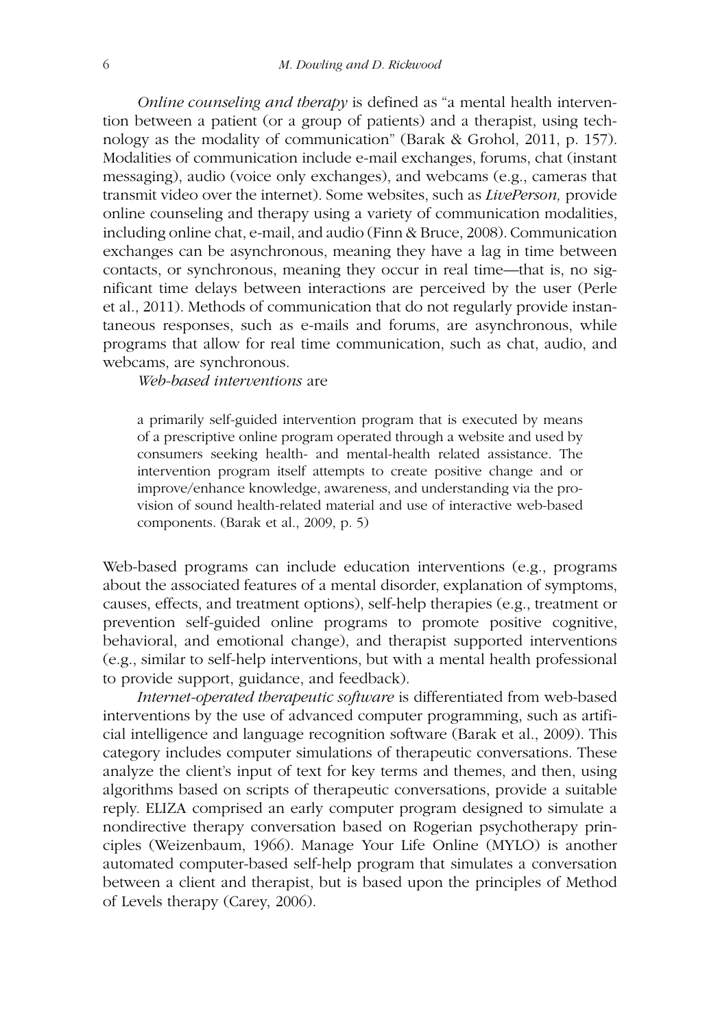*Online counseling and therapy* is defined as "a mental health intervention between a patient (or a group of patients) and a therapist, using technology as the modality of communication" (Barak & Grohol, 2011, p. 157). Modalities of communication include e-mail exchanges, forums, chat (instant messaging), audio (voice only exchanges), and webcams (e.g., cameras that transmit video over the internet). Some websites, such as *LivePerson,* provide online counseling and therapy using a variety of communication modalities, including online chat, e-mail, and audio (Finn & Bruce, 2008). Communication exchanges can be asynchronous, meaning they have a lag in time between contacts, or synchronous, meaning they occur in real time—that is, no significant time delays between interactions are perceived by the user (Perle et al., 2011). Methods of communication that do not regularly provide instantaneous responses, such as e-mails and forums, are asynchronous, while programs that allow for real time communication, such as chat, audio, and webcams, are synchronous.

*Web-based interventions* are

> a primarily self-guided intervention program that is executed by means of a prescriptive online program operated through a website and used by consumers seeking health- and mental-health related assistance. The intervention program itself attempts to create positive change and or improve/enhance knowledge, awareness, and understanding via the provision of sound health-related material and use of interactive web-based components. (Barak et al., 2009, p. 5)

Web-based programs can include education interventions (e.g., programs about the associated features of a mental disorder, explanation of symptoms, causes, effects, and treatment options), self-help therapies (e.g., treatment or prevention self-guided online programs to promote positive cognitive, behavioral, and emotional change), and therapist supported interventions (e.g., similar to self-help interventions, but with a mental health professional to provide support, guidance, and feedback).

*Internet-operated therapeutic software* is differentiated from web-based interventions by the use of advanced computer programming, such as artificial intelligence and language recognition software (Barak et al., 2009). This category includes computer simulations of therapeutic conversations. These analyze the client's input of text for key terms and themes, and then, using algorithms based on scripts of therapeutic conversations, provide a suitable reply. ELIZA comprised an early computer program designed to simulate a nondirective therapy conversation based on Rogerian psychotherapy principles (Weizenbaum, 1966). Manage Your Life Online (MYLO) is another automated computer-based self-help program that simulates a conversation between a client and therapist, but is based upon the principles of Method of Levels therapy (Carey, 2006).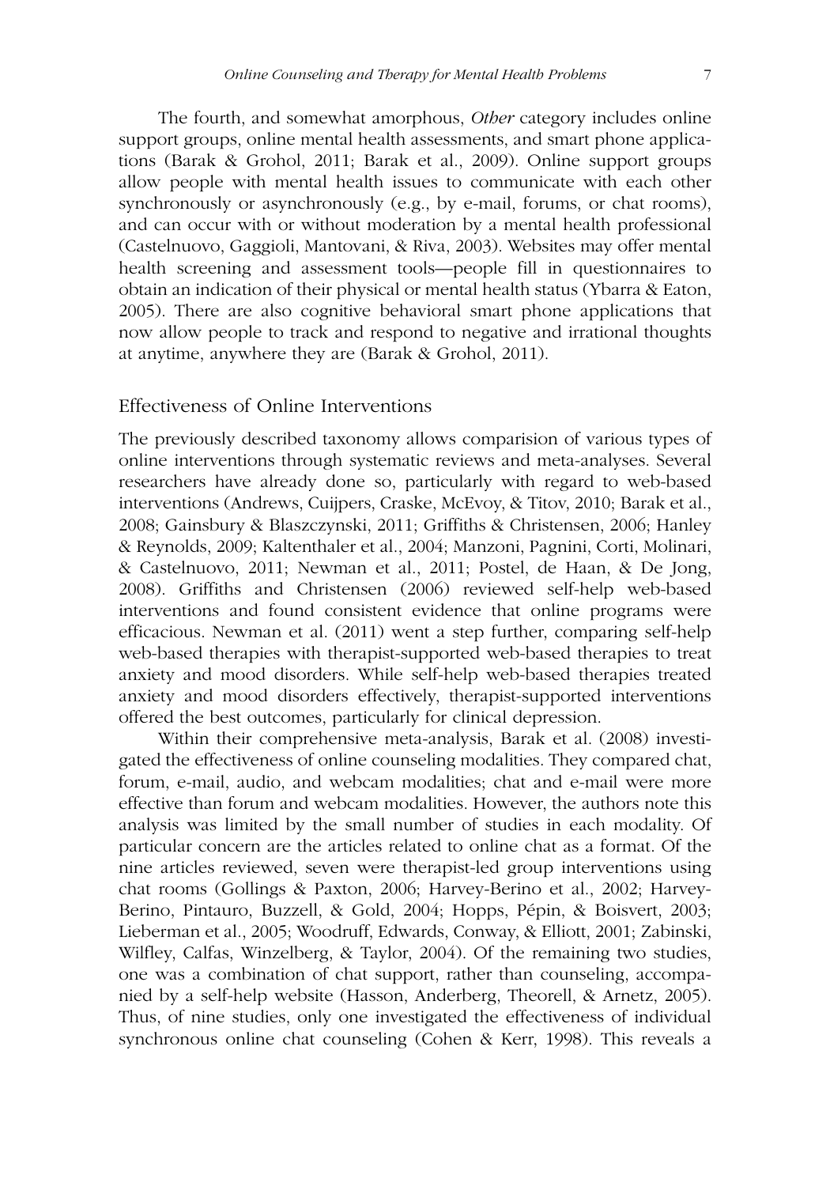The fourth, and somewhat amorphous, *Other* category includes online support groups, online mental health assessments, and smart phone applications (Barak & Grohol, 2011; Barak et al., 2009). Online support groups allow people with mental health issues to communicate with each other synchronously or asynchronously (e.g., by e-mail, forums, or chat rooms), and can occur with or without moderation by a mental health professional (Castelnuovo, Gaggioli, Mantovani, & Riva, 2003). Websites may offer mental health screening and assessment tools—people fill in questionnaires to obtain an indication of their physical or mental health status (Ybarra & Eaton, 2005). There are also cognitive behavioral smart phone applications that now allow people to track and respond to negative and irrational thoughts at anytime, anywhere they are (Barak & Grohol, 2011).

## Effectiveness of Online Interventions

The previously described taxonomy allows comparision of various types of online interventions through systematic reviews and meta-analyses. Several researchers have already done so, particularly with regard to web-based interventions (Andrews, Cuijpers, Craske, McEvoy, & Titov, 2010; Barak et al., 2008; Gainsbury & Blaszczynski, 2011; Griffiths & Christensen, 2006; Hanley & Reynolds, 2009; Kaltenthaler et al., 2004; Manzoni, Pagnini, Corti, Molinari, & Castelnuovo, 2011; Newman et al., 2011; Postel, de Haan, & De Jong, 2008). Griffiths and Christensen (2006) reviewed self-help web-based interventions and found consistent evidence that online programs were efficacious. Newman et al. (2011) went a step further, comparing self-help web-based therapies with therapist-supported web-based therapies to treat anxiety and mood disorders. While self-help web-based therapies treated anxiety and mood disorders effectively, therapist-supported interventions offered the best outcomes, particularly for clinical depression.

Within their comprehensive meta-analysis, Barak et al. (2008) investigated the effectiveness of online counseling modalities. They compared chat, forum, e-mail, audio, and webcam modalities; chat and e-mail were more effective than forum and webcam modalities. However, the authors note this analysis was limited by the small number of studies in each modality. Of particular concern are the articles related to online chat as a format. Of the nine articles reviewed, seven were therapist-led group interventions using chat rooms (Gollings & Paxton, 2006; Harvey-Berino et al., 2002; Harvey-Berino, Pintauro, Buzzell, & Gold, 2004; Hopps, Pépin, & Boisvert, 2003; Lieberman et al., 2005; Woodruff, Edwards, Conway, & Elliott, 2001; Zabinski, Wilfley, Calfas, Winzelberg, & Taylor, 2004). Of the remaining two studies, one was a combination of chat support, rather than counseling, accompanied by a self-help website (Hasson, Anderberg, Theorell, & Arnetz, 2005). Thus, of nine studies, only one investigated the effectiveness of individual synchronous online chat counseling (Cohen & Kerr, 1998). This reveals a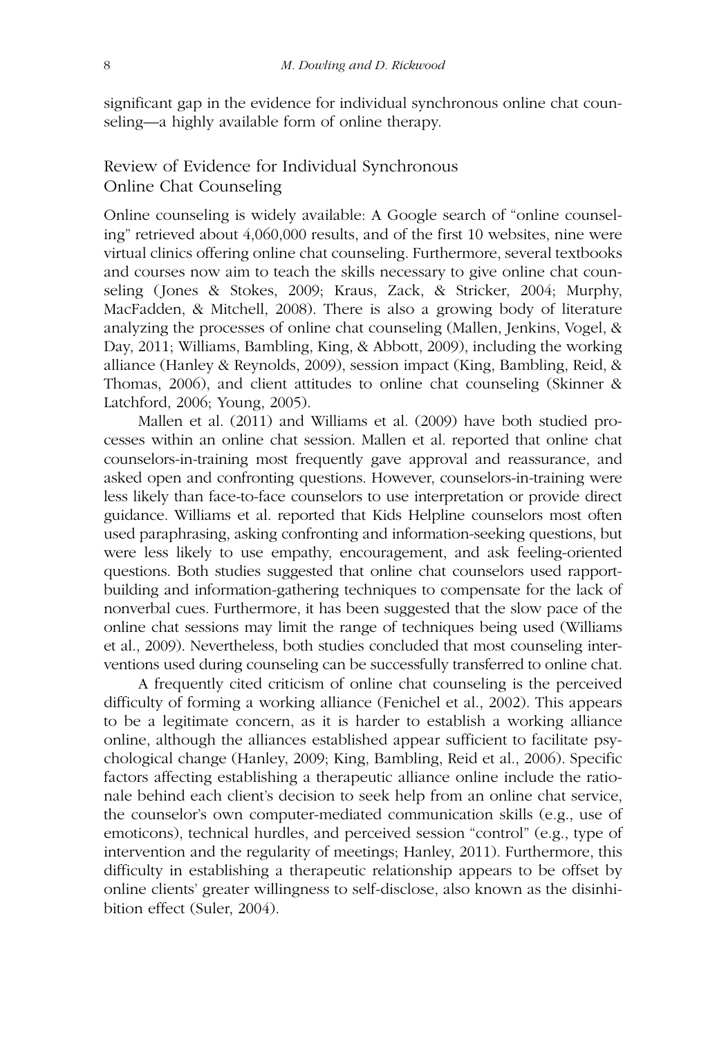significant gap in the evidence for individual synchronous online chat counseling—a highly available form of online therapy.

## Review of Evidence for Individual Synchronous Online Chat Counseling

Online counseling is widely available: A Google search of "online counseling" retrieved about 4,060,000 results, and of the first 10 websites, nine were virtual clinics offering online chat counseling. Furthermore, several textbooks and courses now aim to teach the skills necessary to give online chat counseling (Jones & Stokes, 2009; Kraus, Zack, & Stricker, 2004; Murphy, MacFadden, & Mitchell, 2008). There is also a growing body of literature analyzing the processes of online chat counseling (Mallen, Jenkins, Vogel, & Day, 2011; Williams, Bambling, King, & Abbott, 2009), including the working alliance (Hanley & Reynolds, 2009), session impact (King, Bambling, Reid, & Thomas, 2006), and client attitudes to online chat counseling (Skinner & Latchford, 2006; Young, 2005).

Mallen et al. (2011) and Williams et al. (2009) have both studied processes within an online chat session. Mallen et al. reported that online chat counselors-in-training most frequently gave approval and reassurance, and asked open and confronting questions. However, counselors-in-training were less likely than face-to-face counselors to use interpretation or provide direct guidance. Williams et al. reported that Kids Helpline counselors most often used paraphrasing, asking confronting and information-seeking questions, but were less likely to use empathy, encouragement, and ask feeling-oriented questions. Both studies suggested that online chat counselors used rapport-building and information-gathering techniques to compensate for the lack of nonverbal cues. Furthermore, it has been suggested that the slow pace of the online chat sessions may limit the range of techniques being used (Williams et al., 2009). Nevertheless, both studies concluded that most counseling interventions used during counseling can be successfully transferred to online chat.

A frequently cited criticism of online chat counseling is the perceived difficulty of forming a working alliance (Fenichel et al., 2002). This appears to be a legitimate concern, as it is harder to establish a working alliance online, although the alliances established appear sufficient to facilitate psychological change (Hanley, 2009; King, Bambling, Reid et al., 2006). Specific factors affecting establishing a therapeutic alliance online include the rationale behind each client's decision to seek help from an online chat service, the counselor's own computer-mediated communication skills (e.g., use of emoticons), technical hurdles, and perceived session "control" (e.g., type of intervention and the regularity of meetings; Hanley, 2011). Furthermore, this difficulty in establishing a therapeutic relationship appears to be offset by online clients' greater willingness to self-disclose, also known as the disinhibition effect (Suler, 2004).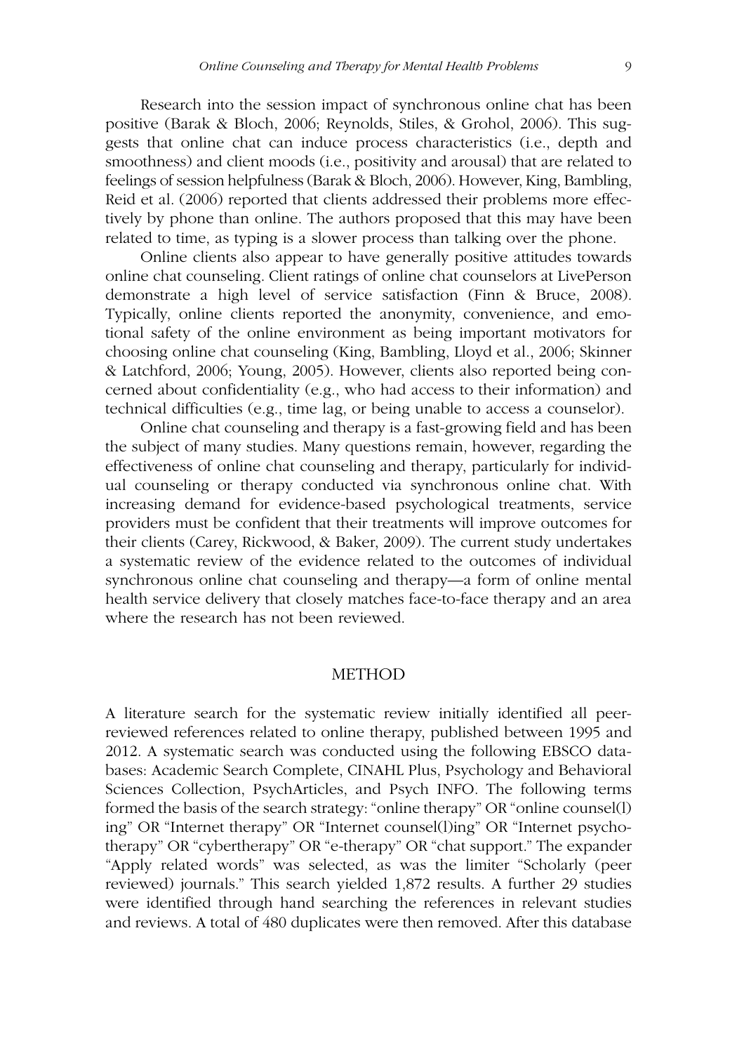Research into the session impact of synchronous online chat has been positive (Barak & Bloch, 2006; Reynolds, Stiles, & Grohol, 2006). This suggests that online chat can induce process characteristics (i.e., depth and smoothness) and client moods (i.e., positivity and arousal) that are related to feelings of session helpfulness (Barak & Bloch, 2006). However, King, Bambling, Reid et al. (2006) reported that clients addressed their problems more effectively by phone than online. The authors proposed that this may have been related to time, as typing is a slower process than talking over the phone.

Online clients also appear to have generally positive attitudes towards online chat counseling. Client ratings of online chat counselors at LivePerson demonstrate a high level of service satisfaction (Finn & Bruce, 2008). Typically, online clients reported the anonymity, convenience, and emotional safety of the online environment as being important motivators for choosing online chat counseling (King, Bambling, Lloyd et al., 2006; Skinner & Latchford, 2006; Young, 2005). However, clients also reported being concerned about confidentiality (e.g., who had access to their information) and technical difficulties (e.g., time lag, or being unable to access a counselor).

Online chat counseling and therapy is a fast-growing field and has been the subject of many studies. Many questions remain, however, regarding the effectiveness of online chat counseling and therapy, particularly for individual counseling or therapy conducted via synchronous online chat. With increasing demand for evidence-based psychological treatments, service providers must be confident that their treatments will improve outcomes for their clients (Carey, Rickwood, & Baker, 2009). The current study undertakes a systematic review of the evidence related to the outcomes of individual synchronous online chat counseling and therapy—a form of online mental health service delivery that closely matches face-to-face therapy and an area where the research has not been reviewed.

## METHOD

A literature search for the systematic review initially identified all peer-reviewed references related to online therapy, published between 1995 and 2012. A systematic search was conducted using the following EBSCO databases: Academic Search Complete, CINAHL Plus, Psychology and Behavioral Sciences Collection, PsychArticles, and Psych INFO. The following terms formed the basis of the search strategy: "online therapy" OR "online counsel(l)ing" OR "Internet therapy" OR "Internet counsel(l)ing" OR "Internet psychotherapy" OR "cybertherapy" OR "e-therapy" OR "chat support." The expander "Apply related words" was selected, as was the limiter "Scholarly (peer reviewed) journals." This search yielded 1,872 results. A further 29 studies were identified through hand searching the references in relevant studies and reviews. A total of 480 duplicates were then removed. After this database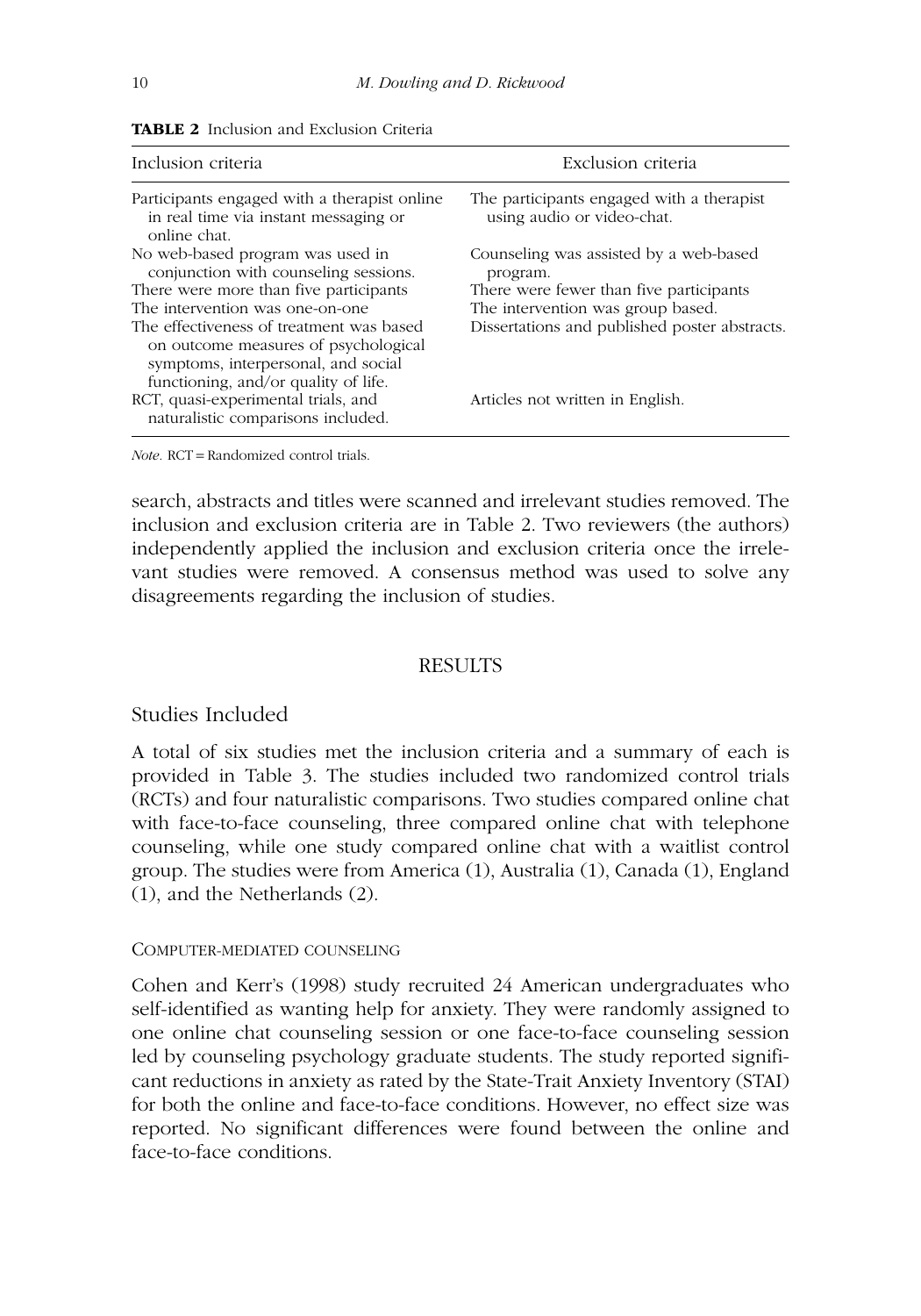**TABLE 2** Inclusion and Exclusion Criteria

| Inclusion criteria | Exclusion criteria |
|---|---|
| Participants engaged with a therapist online in real time via instant messaging or online chat. | The participants engaged with a therapist using audio or video-chat. |
| No web-based program was used in conjunction with counseling sessions. | Counseling was assisted by a web-based program. |
| There were more than five participants | There were fewer than five participants |
| The intervention was one-on-one | The intervention was group based. |
| The effectiveness of treatment was based on outcome measures of psychological symptoms, interpersonal, and social functioning, and/or quality of life. | Dissertations and published poster abstracts. |
| RCT, quasi-experimental trials, and naturalistic comparisons included. | Articles not written in English. |

*Note.* RCT = Randomized control trials.

search, abstracts and titles were scanned and irrelevant studies removed. The inclusion and exclusion criteria are in Table 2. Two reviewers (the authors) independently applied the inclusion and exclusion criteria once the irrelevant studies were removed. A consensus method was used to solve any disagreements regarding the inclusion of studies.

## RESULTS

### Studies Included

A total of six studies met the inclusion criteria and a summary of each is provided in Table 3. The studies included two randomized control trials (RCTs) and four naturalistic comparisons. Two studies compared online chat with face-to-face counseling, three compared online chat with telephone counseling, while one study compared online chat with a waitlist control group. The studies were from America (1), Australia (1), Canada (1), England (1), and the Netherlands (2).

#### COMPUTER-MEDIATED COUNSELING

Cohen and Kerr's (1998) study recruited 24 American undergraduates who self-identified as wanting help for anxiety. They were randomly assigned to one online chat counseling session or one face-to-face counseling session led by counseling psychology graduate students. The study reported significant reductions in anxiety as rated by the State-Trait Anxiety Inventory (STAI) for both the online and face-to-face conditions. However, no effect size was reported. No significant differences were found between the online and face-to-face conditions.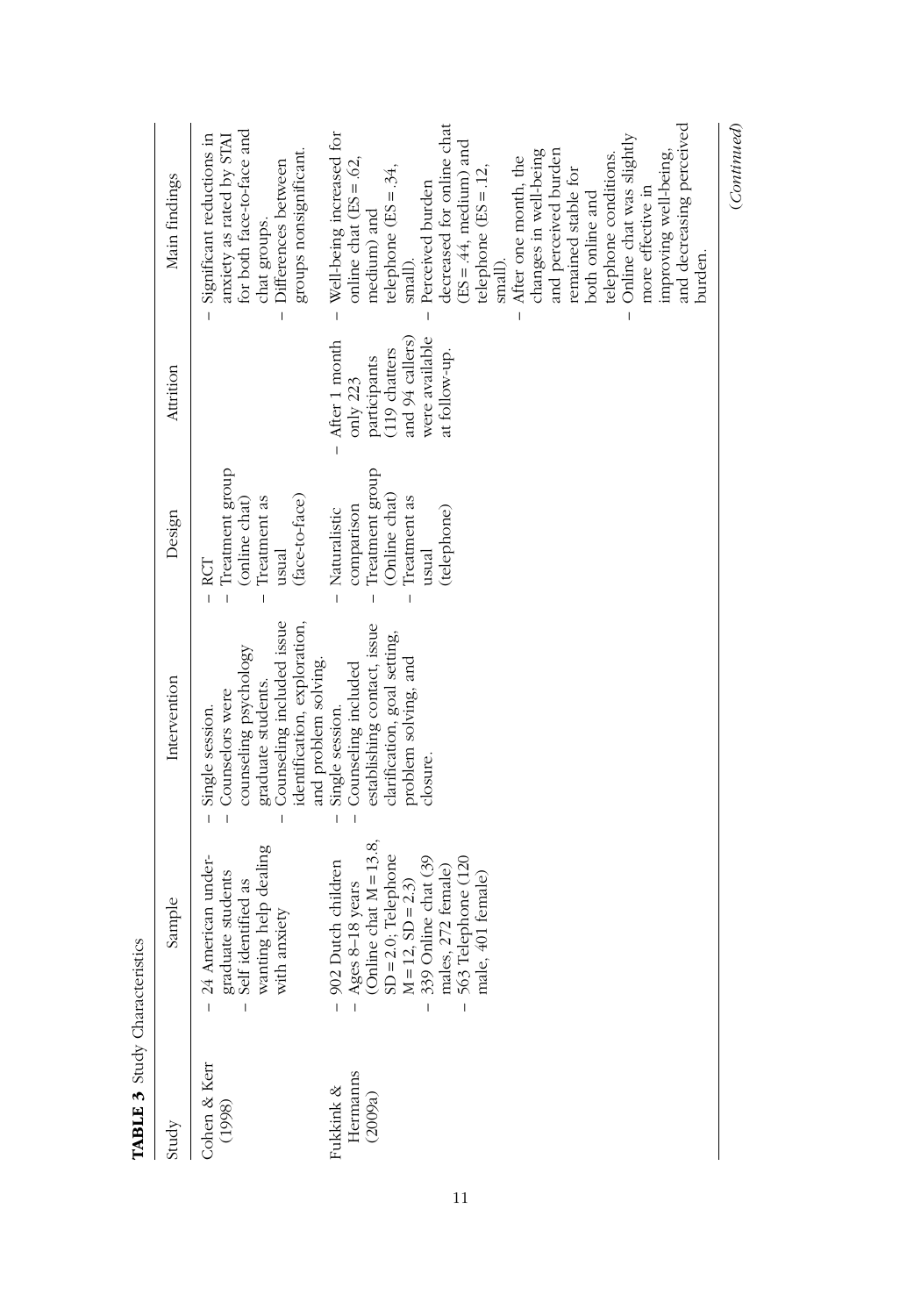**TABLE 3** Study Characteristics

| Study | Sample | Intervention | Design | Attrition | Main findings |
|---|---|---|---|---|---|
| Cohen & Kerr (1998) | – 24 American undergraduate students<br>– Self identified as wanting help dealing with anxiety | – Single session.<br>– Counselors were counseling psychology graduate students.<br>– Counseling included issue identification, exploration, and problem solving. | – RCT<br>– Treatment group (online chat)<br>– Treatment as usual (face-to-face) | | – Significant reductions in anxiety as rated by STAI for both face-to-face and chat groups.<br>– Differences between groups nonsignificant. |
| Fukkink & Hermanns (2009a) | – 902 Dutch children<br>– Ages 8–18 years (Online chat M = 13.8, SD = 2.0; Telephone M = 12, SD = 2.3)<br>– 339 Online chat (39 males, 272 female)<br>– 563 Telephone (120 male, 401 female) | – Single session.<br>– Counseling included establishing contact, issue clarification, goal setting, problem solving, and closure. | – Naturalistic comparison<br>– Treatment group (Online chat)<br>– Treatment as usual (telephone) | – After 1 month only 223 participants (119 chatters and 94 callers) were available at follow-up. | – Well-being increased for online chat (ES = .62, medium) and telephone (ES = .34, small).<br>– Perceived burden decreased for online chat (ES = .44, medium) and telephone (ES = .12, small).<br>– After one month, the changes in well-being and perceived burden remained stable for both online and telephone conditions.<br>– Online chat was slightly more effective in improving well-being, and decreasing perceived burden. |

(*Continued*)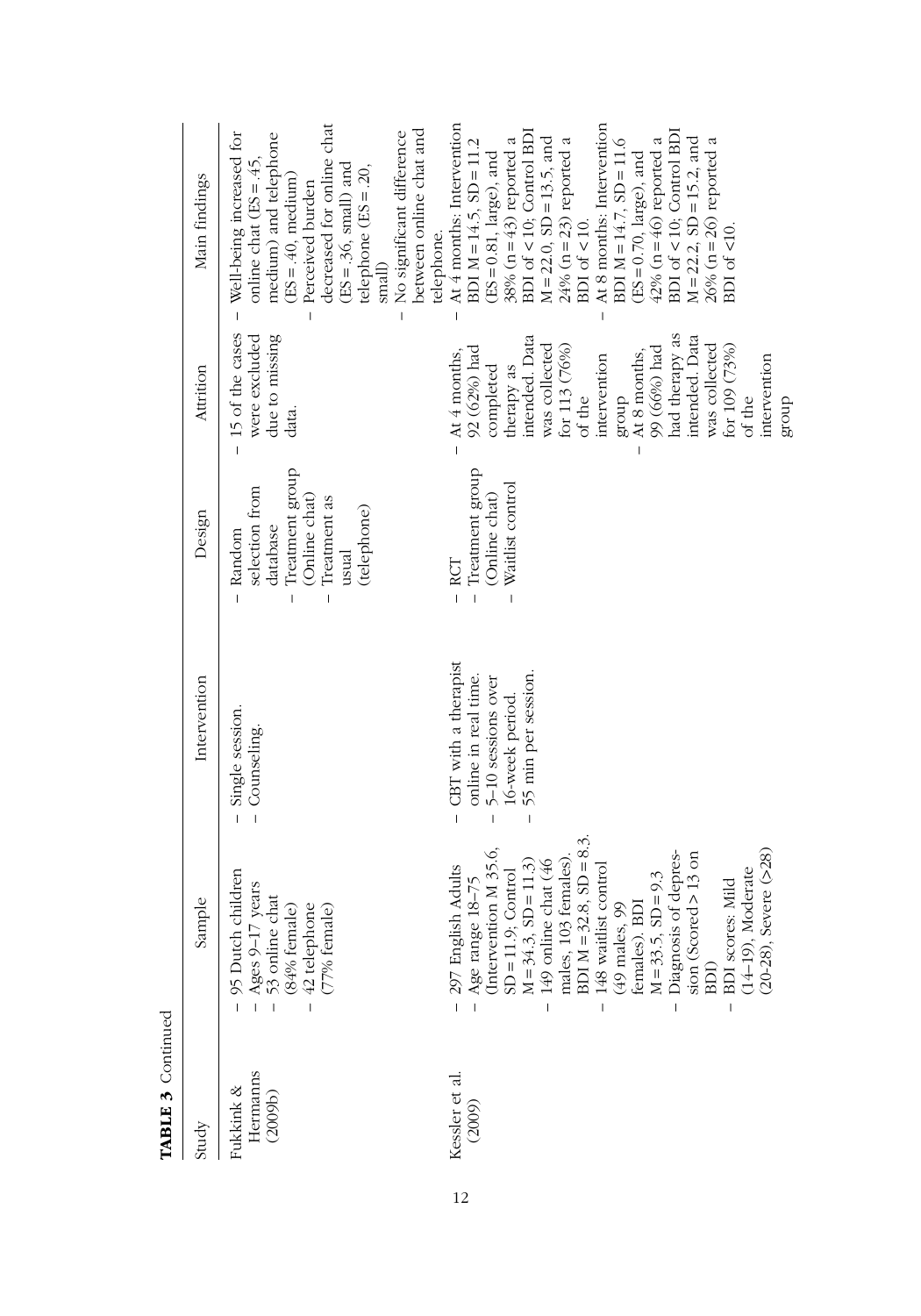**TABLE 3** Continued

| Study | Sample | Intervention | Design | Attrition | Main findings |
|---|---|---|---|---|---|
| Fukkink & Hermanns (2009b) | - 95 Dutch children<br>- Ages 9–17 years<br>- 53 online chat (84% female)<br>- 42 telephone (77% female) | - Single session.<br>- Counseling. | - Random selection from database<br>- Treatment group (Online chat)<br>- Treatment as usual (telephone) | - 15 of the cases were excluded due to missing data. | - Well-being increased for online chat (ES = .45, medium) and telephone (ES = .40, medium)<br>- Perceived burden decreased for online chat (ES = .36, small) and telephone (ES = .20, small)<br>- No significant difference between online chat and telephone. |
| Kessler et al. (2009) | - 297 English Adults<br>- Age range 18–75 (Intervention M 35.6, SD = 11.9; Control M = 34.3, SD = 11.3)<br>- 149 online chat (46 males, 103 females). BDI M = 32.8, SD = 8.3.<br>- 148 waitlist control (49 males, 99 females). BDI M = 33.5, SD = 9.3<br>- Diagnosis of depression (Scored > 13 on BDI)<br>- BDI scores: Mild (14–19), Moderate (20-28), Severe (>28) | - CBT with a therapist online in real time.<br>- 5–10 sessions over 16-week period.<br>- 55 min per session. | - RCT<br>- Treatment group (Online chat)<br>- Waitlist control | - At 4 months, 92 (62%) had completed therapy as intended. Data was collected for 113 (76%) of the intervention group<br>- At 8 months, 99 (66%) had had therapy as intended. Data was collected for 109 (73%) of the intervention group | - At 4 months: Intervention BDI M = 14.5, SD = 11.2 (ES = 0.81, large), and 38% (n = 43) reported a BDI of < 10; Control BDI M = 22.0, SD = 13.5, and 24% (n = 23) reported a BDI of < 10.<br>- At 8 months: Intervention BDI M = 14.7, SD = 11.6 (ES = 0.70, large), and 42% (n = 46) reported a BDI of < 10; Control BDI M = 22.2, SD = 15.2, and 26% (n = 26) reported a BDI of <10. |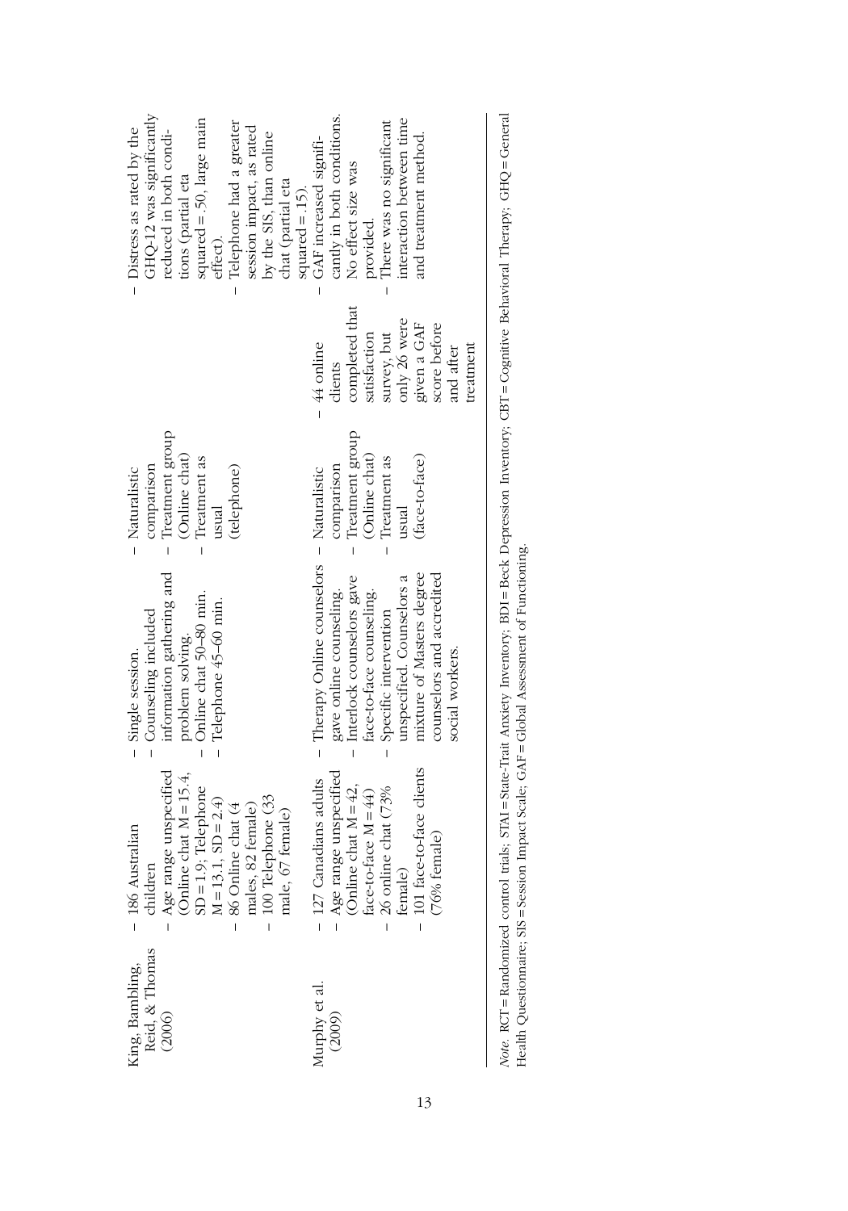| | | | | | |
|---|---|---|---|---|---|
| King, Bambling, Reid, & Thomas (2006) | - 186 Australian children<br>- Age range unspecified (Online chat M = 15.4, SD = 1.9; Telephone M = 13.1, SD = 2.4)<br>- 86 Online chat (4 males, 82 female)<br>- 100 Telephone (33 male, 67 female) | - Single session.<br>- Counseling included information gathering and problem solving.<br>- Online chat 50–80 min.<br>- Telephone 45–60 min. | - Naturalistic comparison<br>- Treatment group (Online chat)<br>- Treatment as usual (telephone) | | - Distress as rated by the GHQ-12 was significantly reduced in both conditions (partial eta squared = .50, large main effect).<br>- Telephone had a greater session impact, as rated by the SIS, than online chat (partial eta squared = .15). |
| Murphy et al. (2009) | - 127 Canadians adults<br>- Age range unspecified (Online chat M = 42, face-to-face M = 44)<br>- 26 online chat (73% female)<br>- 101 face-to-face clients (76% female) | - Therapy Online counselors gave online counseling.<br>- Interlock counselors gave face-to-face counseling.<br>- Specific intervention unspecified. Counselors a mixture of Masters degree counselors and accredited social workers. | - Naturalistic comparison<br>- Treatment group (Online chat)<br>- Treatment as usual (face-to-face) | - 44 online clients completed that satisfaction survey, but only 26 were given a GAF score before and after treatment | - GAF increased significantly in both conditions. No effect size was provided.<br>- There was no significant interaction between time and treatment method. |

*Note.* RCT = Randomized control trials; STAI = State-Trait Anxiety Inventory; BDI = Beck Depression Inventory; CBT = Cognitive Behavioral Therapy; GHQ = General Health Questionnaire; SIS = Session Impact Scale; GAF = Global Assessment of Functioning.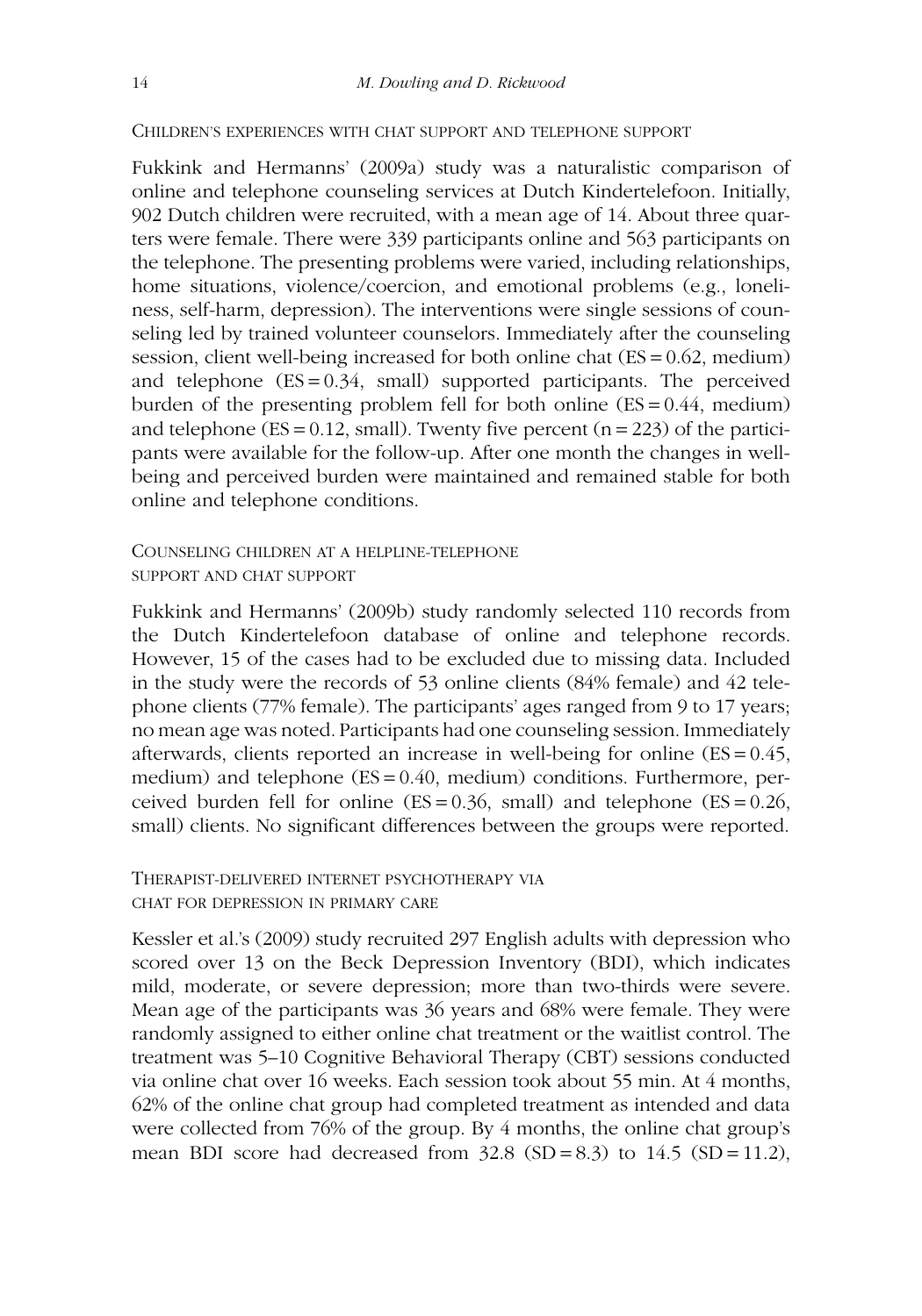### Children's experiences with chat support and telephone support

Fukkink and Hermanns' (2009a) study was a naturalistic comparison of online and telephone counseling services at Dutch Kindertelefoon. Initially, 902 Dutch children were recruited, with a mean age of 14. About three quarters were female. There were 339 participants online and 563 participants on the telephone. The presenting problems were varied, including relationships, home situations, violence/coercion, and emotional problems (e.g., loneliness, self-harm, depression). The interventions were single sessions of counseling led by trained volunteer counselors. Immediately after the counseling session, client well-being increased for both online chat (ES = 0.62, medium) and telephone (ES = 0.34, small) supported participants. The perceived burden of the presenting problem fell for both online (ES = 0.44, medium) and telephone (ES = 0.12, small). Twenty five percent (n = 223) of the participants were available for the follow-up. After one month the changes in well-being and perceived burden were maintained and remained stable for both online and telephone conditions.

### Counseling children at a helpline-telephone support and chat support

Fukkink and Hermanns' (2009b) study randomly selected 110 records from the Dutch Kindertelefoon database of online and telephone records. However, 15 of the cases had to be excluded due to missing data. Included in the study were the records of 53 online clients (84% female) and 42 telephone clients (77% female). The participants' ages ranged from 9 to 17 years; no mean age was noted. Participants had one counseling session. Immediately afterwards, clients reported an increase in well-being for online (ES = 0.45, medium) and telephone (ES = 0.40, medium) conditions. Furthermore, perceived burden fell for online (ES = 0.36, small) and telephone (ES = 0.26, small) clients. No significant differences between the groups were reported.

### Therapist-delivered internet psychotherapy via chat for depression in primary care

Kessler et al.'s (2009) study recruited 297 English adults with depression who scored over 13 on the Beck Depression Inventory (BDI), which indicates mild, moderate, or severe depression; more than two-thirds were severe. Mean age of the participants was 36 years and 68% were female. They were randomly assigned to either online chat treatment or the waitlist control. The treatment was 5–10 Cognitive Behavioral Therapy (CBT) sessions conducted via online chat over 16 weeks. Each session took about 55 min. At 4 months, 62% of the online chat group had completed treatment as intended and data were collected from 76% of the group. By 4 months, the online chat group's mean BDI score had decreased from 32.8 (SD = 8.3) to 14.5 (SD = 11.2),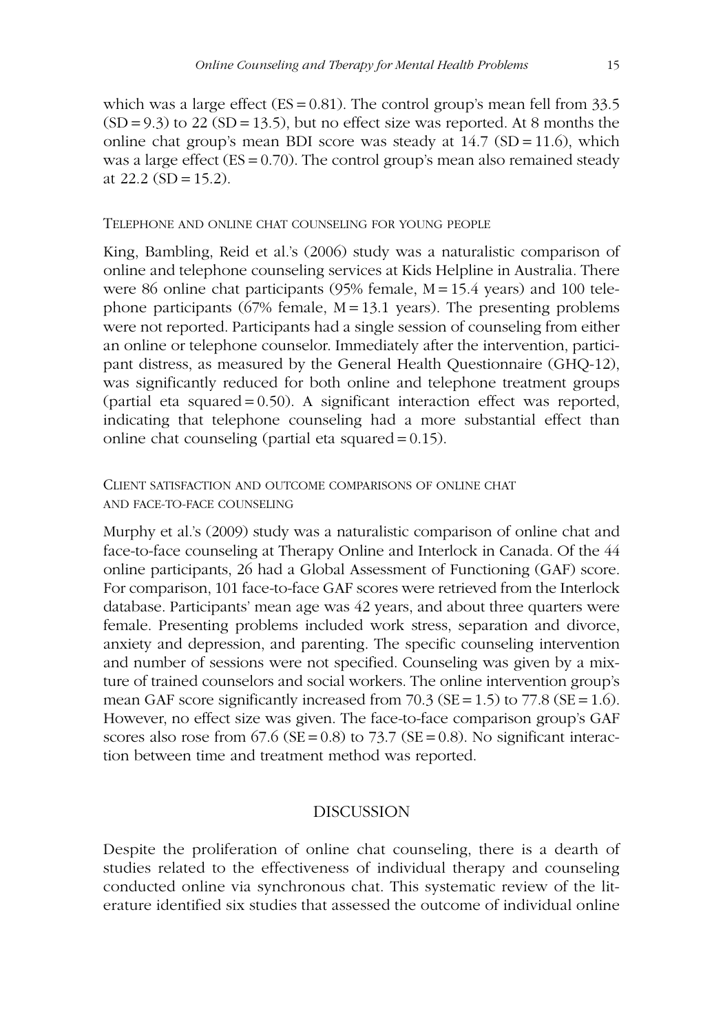which was a large effect (ES = 0.81). The control group's mean fell from 33.5 (SD = 9.3) to 22 (SD = 13.5), but no effect size was reported. At 8 months the online chat group's mean BDI score was steady at 14.7 (SD = 11.6), which was a large effect (ES = 0.70). The control group's mean also remained steady at 22.2 (SD = 15.2).

### Telephone and online chat counseling for young people

King, Bambling, Reid et al.'s (2006) study was a naturalistic comparison of online and telephone counseling services at Kids Helpline in Australia. There were 86 online chat participants (95% female, M = 15.4 years) and 100 telephone participants (67% female, M = 13.1 years). The presenting problems were not reported. Participants had a single session of counseling from either an online or telephone counselor. Immediately after the intervention, participant distress, as measured by the General Health Questionnaire (GHQ-12), was significantly reduced for both online and telephone treatment groups (partial eta squared = 0.50). A significant interaction effect was reported, indicating that telephone counseling had a more substantial effect than online chat counseling (partial eta squared = 0.15).

### Client satisfaction and outcome comparisons of online chat and face-to-face counseling

Murphy et al.'s (2009) study was a naturalistic comparison of online chat and face-to-face counseling at Therapy Online and Interlock in Canada. Of the 44 online participants, 26 had a Global Assessment of Functioning (GAF) score. For comparison, 101 face-to-face GAF scores were retrieved from the Interlock database. Participants' mean age was 42 years, and about three quarters were female. Presenting problems included work stress, separation and divorce, anxiety and depression, and parenting. The specific counseling intervention and number of sessions were not specified. Counseling was given by a mixture of trained counselors and social workers. The online intervention group's mean GAF score significantly increased from 70.3 (SE = 1.5) to 77.8 (SE = 1.6). However, no effect size was given. The face-to-face comparison group's GAF scores also rose from 67.6 (SE = 0.8) to 73.7 (SE = 0.8). No significant interaction between time and treatment method was reported.

## DISCUSSION

Despite the proliferation of online chat counseling, there is a dearth of studies related to the effectiveness of individual therapy and counseling conducted online via synchronous chat. This systematic review of the literature identified six studies that assessed the outcome of individual online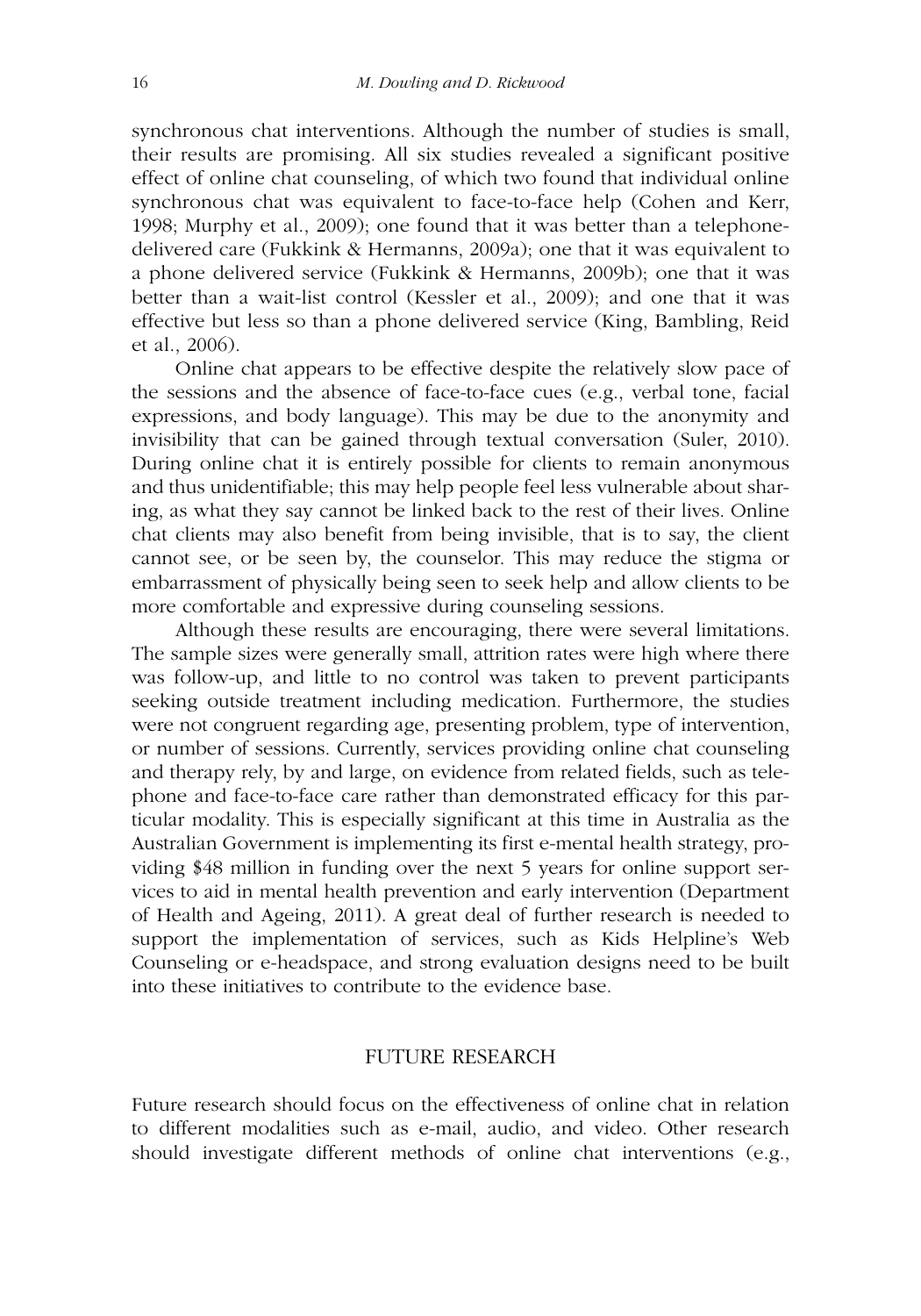synchronous chat interventions. Although the number of studies is small, their results are promising. All six studies revealed a significant positive effect of online chat counseling, of which two found that individual online synchronous chat was equivalent to face-to-face help (Cohen and Kerr, 1998; Murphy et al., 2009); one found that it was better than a telephone-delivered care (Fukkink & Hermanns, 2009a); one that it was equivalent to a phone delivered service (Fukkink & Hermanns, 2009b); one that it was better than a wait-list control (Kessler et al., 2009); and one that it was effective but less so than a phone delivered service (King, Bambling, Reid et al., 2006).

Online chat appears to be effective despite the relatively slow pace of the sessions and the absence of face-to-face cues (e.g., verbal tone, facial expressions, and body language). This may be due to the anonymity and invisibility that can be gained through textual conversation (Suler, 2010). During online chat it is entirely possible for clients to remain anonymous and thus unidentifiable; this may help people feel less vulnerable about sharing, as what they say cannot be linked back to the rest of their lives. Online chat clients may also benefit from being invisible, that is to say, the client cannot see, or be seen by, the counselor. This may reduce the stigma or embarrassment of physically being seen to seek help and allow clients to be more comfortable and expressive during counseling sessions.

Although these results are encouraging, there were several limitations. The sample sizes were generally small, attrition rates were high where there was follow-up, and little to no control was taken to prevent participants seeking outside treatment including medication. Furthermore, the studies were not congruent regarding age, presenting problem, type of intervention, or number of sessions. Currently, services providing online chat counseling and therapy rely, by and large, on evidence from related fields, such as telephone and face-to-face care rather than demonstrated efficacy for this particular modality. This is especially significant at this time in Australia as the Australian Government is implementing its first e-mental health strategy, providing $48 million in funding over the next 5 years for online support services to aid in mental health prevention and early intervention (Department of Health and Ageing, 2011). A great deal of further research is needed to support the implementation of services, such as Kids Helpline's Web Counseling or e-headspace, and strong evaluation designs need to be built into these initiatives to contribute to the evidence base.

## FUTURE RESEARCH

Future research should focus on the effectiveness of online chat in relation to different modalities such as e-mail, audio, and video. Other research should investigate different methods of online chat interventions (e.g.,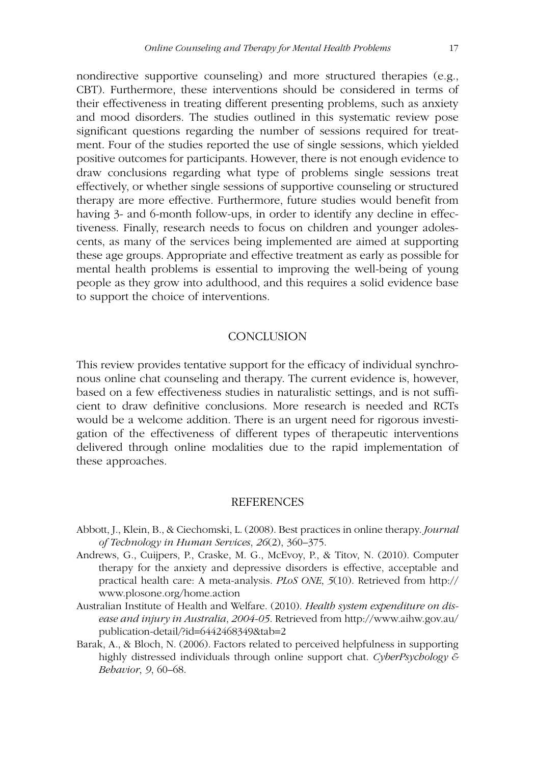nondirective supportive counseling) and more structured therapies (e.g., CBT). Furthermore, these interventions should be considered in terms of their effectiveness in treating different presenting problems, such as anxiety and mood disorders. The studies outlined in this systematic review pose significant questions regarding the number of sessions required for treatment. Four of the studies reported the use of single sessions, which yielded positive outcomes for participants. However, there is not enough evidence to draw conclusions regarding what type of problems single sessions treat effectively, or whether single sessions of supportive counseling or structured therapy are more effective. Furthermore, future studies would benefit from having 3- and 6-month follow-ups, in order to identify any decline in effectiveness. Finally, research needs to focus on children and younger adolescents, as many of the services being implemented are aimed at supporting these age groups. Appropriate and effective treatment as early as possible for mental health problems is essential to improving the well-being of young people as they grow into adulthood, and this requires a solid evidence base to support the choice of interventions.

## CONCLUSION

This review provides tentative support for the efficacy of individual synchronous online chat counseling and therapy. The current evidence is, however, based on a few effectiveness studies in naturalistic settings, and is not sufficient to draw definitive conclusions. More research is needed and RCTs would be a welcome addition. There is an urgent need for rigorous investigation of the effectiveness of different types of therapeutic interventions delivered through online modalities due to the rapid implementation of these approaches.

## REFERENCES

Abbott, J., Klein, B., & Ciechomski, L. (2008). Best practices in online therapy. *Journal of Technology in Human Services*, *26*(2), 360–375.

Andrews, G., Cuijpers, P., Craske, M. G., McEvoy, P., & Titov, N. (2010). Computer therapy for the anxiety and depressive disorders is effective, acceptable and practical health care: A meta-analysis. *PLoS ONE*, *5*(10). Retrieved from http://www.plosone.org/home.action

Australian Institute of Health and Welfare. (2010). *Health system expenditure on disease and injury in Australia, 2004-05*. Retrieved from http://www.aihw.gov.au/publication-detail/?id=6442468349&tab=2

Barak, A., & Bloch, N. (2006). Factors related to perceived helpfulness in supporting highly distressed individuals through online support chat. *CyberPsychology & Behavior*, *9*, 60–68.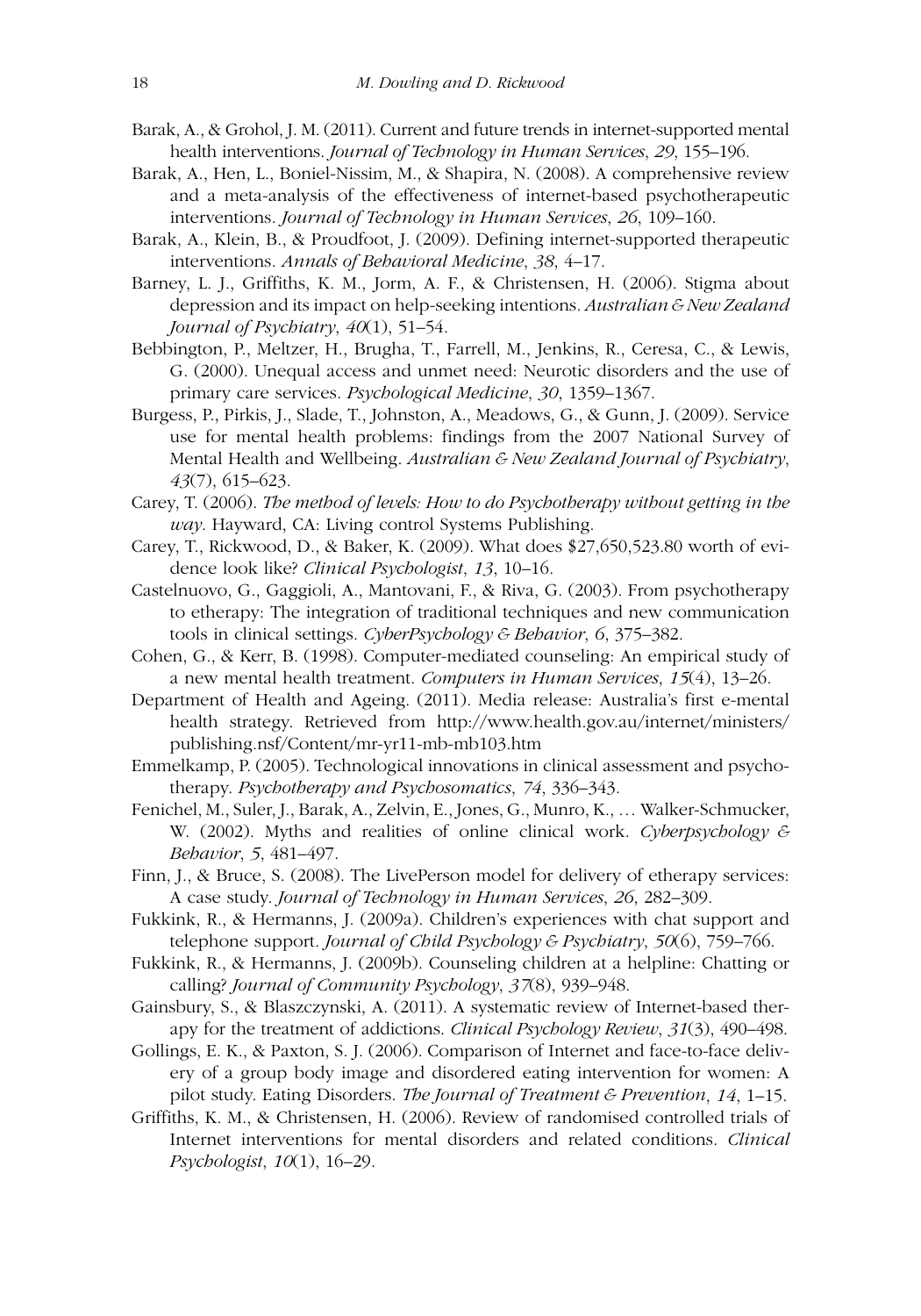Barak, A., & Grohol, J. M. (2011). Current and future trends in internet-supported mental health interventions. *Journal of Technology in Human Services*, *29*, 155–196.

Barak, A., Hen, L., Boniel-Nissim, M., & Shapira, N. (2008). A comprehensive review and a meta-analysis of the effectiveness of internet-based psychotherapeutic interventions. *Journal of Technology in Human Services*, *26*, 109–160.

Barak, A., Klein, B., & Proudfoot, J. (2009). Defining internet-supported therapeutic interventions. *Annals of Behavioral Medicine*, *38*, 4–17.

Barney, L. J., Griffiths, K. M., Jorm, A. F., & Christensen, H. (2006). Stigma about depression and its impact on help-seeking intentions. *Australian & New Zealand Journal of Psychiatry*, *40*(1), 51–54.

Bebbington, P., Meltzer, H., Brugha, T., Farrell, M., Jenkins, R., Ceresa, C., & Lewis, G. (2000). Unequal access and unmet need: Neurotic disorders and the use of primary care services. *Psychological Medicine*, *30*, 1359–1367.

Burgess, P., Pirkis, J., Slade, T., Johnston, A., Meadows, G., & Gunn, J. (2009). Service use for mental health problems: findings from the 2007 National Survey of Mental Health and Wellbeing. *Australian & New Zealand Journal of Psychiatry*, *43*(7), 615–623.

Carey, T. (2006). *The method of levels: How to do Psychotherapy without getting in the way*. Hayward, CA: Living control Systems Publishing.

Carey, T., Rickwood, D., & Baker, K. (2009). What does $27,650,523.80 worth of evidence look like? *Clinical Psychologist*, *13*, 10–16.

Castelnuovo, G., Gaggioli, A., Mantovani, F., & Riva, G. (2003). From psychotherapy to etherapy: The integration of traditional techniques and new communication tools in clinical settings. *CyberPsychology & Behavior*, *6*, 375–382.

Cohen, G., & Kerr, B. (1998). Computer-mediated counseling: An empirical study of a new mental health treatment. *Computers in Human Services*, *15*(4), 13–26.

Department of Health and Ageing. (2011). Media release: Australia's first e-mental health strategy. Retrieved from http://www.health.gov.au/internet/ministers/publishing.nsf/Content/mr-yr11-mb-mb103.htm

Emmelkamp, P. (2005). Technological innovations in clinical assessment and psychotherapy. *Psychotherapy and Psychosomatics*, *74*, 336–343.

Fenichel, M., Suler, J., Barak, A., Zelvin, E., Jones, G., Munro, K., … Walker-Schmucker, W. (2002). Myths and realities of online clinical work. *Cyberpsychology & Behavior*, *5*, 481–497.

Finn, J., & Bruce, S. (2008). The LivePerson model for delivery of etherapy services: A case study. *Journal of Technology in Human Services*, *26*, 282–309.

Fukkink, R., & Hermanns, J. (2009a). Children's experiences with chat support and telephone support. *Journal of Child Psychology & Psychiatry*, *50*(6), 759–766.

Fukkink, R., & Hermanns, J. (2009b). Counseling children at a helpline: Chatting or calling? *Journal of Community Psychology*, *37*(8), 939–948.

Gainsbury, S., & Blaszczynski, A. (2011). A systematic review of Internet-based therapy for the treatment of addictions. *Clinical Psychology Review*, *31*(3), 490–498.

Gollings, E. K., & Paxton, S. J. (2006). Comparison of Internet and face-to-face delivery of a group body image and disordered eating intervention for women: A pilot study. Eating Disorders. *The Journal of Treatment & Prevention*, *14*, 1–15.

Griffiths, K. M., & Christensen, H. (2006). Review of randomised controlled trials of Internet interventions for mental disorders and related conditions. *Clinical Psychologist*, *10*(1), 16–29.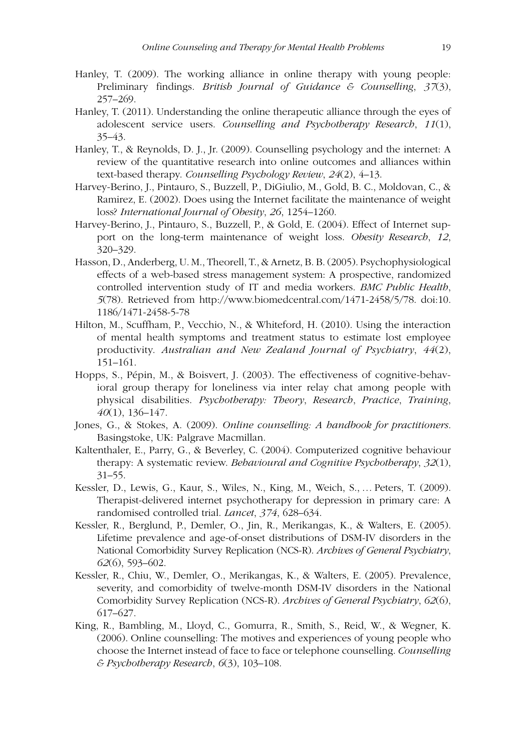Hanley, T. (2009). The working alliance in online therapy with young people: Preliminary findings. *British Journal of Guidance & Counselling*, *37*(3), 257–269.

Hanley, T. (2011). Understanding the online therapeutic alliance through the eyes of adolescent service users. *Counselling and Psychotherapy Research*, *11*(1), 35–43.

Hanley, T., & Reynolds, D. J., Jr. (2009). Counselling psychology and the internet: A review of the quantitative research into online outcomes and alliances within text-based therapy. *Counselling Psychology Review*, *24*(2), 4–13.

Harvey-Berino, J., Pintauro, S., Buzzell, P., DiGiulio, M., Gold, B. C., Moldovan, C., & Ramirez, E. (2002). Does using the Internet facilitate the maintenance of weight loss? *International Journal of Obesity*, *26*, 1254–1260.

Harvey-Berino, J., Pintauro, S., Buzzell, P., & Gold, E. (2004). Effect of Internet support on the long-term maintenance of weight loss. *Obesity Research*, *12*, 320–329.

Hasson, D., Anderberg, U. M., Theorell, T., & Arnetz, B. B. (2005). Psychophysiological effects of a web-based stress management system: A prospective, randomized controlled intervention study of IT and media workers. *BMC Public Health*, *5*(78). Retrieved from http://www.biomedcentral.com/1471-2458/5/78. doi:10.1186/1471-2458-5-78

Hilton, M., Scuffham, P., Vecchio, N., & Whiteford, H. (2010). Using the interaction of mental health symptoms and treatment status to estimate lost employee productivity. *Australian and New Zealand Journal of Psychiatry*, *44*(2), 151–161.

Hopps, S., Pépin, M., & Boisvert, J. (2003). The effectiveness of cognitive-behavioral group therapy for loneliness via inter relay chat among people with physical disabilities. *Psychotherapy: Theory, Research, Practice, Training*, *40*(1), 136–147.

Jones, G., & Stokes, A. (2009). *Online counselling: A handbook for practitioners*. Basingstoke, UK: Palgrave Macmillan.

Kaltenthaler, E., Parry, G., & Beverley, C. (2004). Computerized cognitive behaviour therapy: A systematic review. *Behavioural and Cognitive Psychotherapy, 32*(1), 31–55.

Kessler, D., Lewis, G., Kaur, S., Wiles, N., King, M., Weich, S., … Peters, T. (2009). Therapist-delivered internet psychotherapy for depression in primary care: A randomised controlled trial. *Lancet*, *374*, 628–634.

Kessler, R., Berglund, P., Demler, O., Jin, R., Merikangas, K., & Walters, E. (2005). Lifetime prevalence and age-of-onset distributions of DSM-IV disorders in the National Comorbidity Survey Replication (NCS-R). *Archives of General Psychiatry*, *62*(6), 593–602.

Kessler, R., Chiu, W., Demler, O., Merikangas, K., & Walters, E. (2005). Prevalence, severity, and comorbidity of twelve-month DSM-IV disorders in the National Comorbidity Survey Replication (NCS-R). *Archives of General Psychiatry*, *62*(6), 617–627.

King, R., Bambling, M., Lloyd, C., Gomurra, R., Smith, S., Reid, W., & Wegner, K. (2006). Online counselling: The motives and experiences of young people who choose the Internet instead of face to face or telephone counselling. *Counselling & Psychotherapy Research*, *6*(3), 103–108.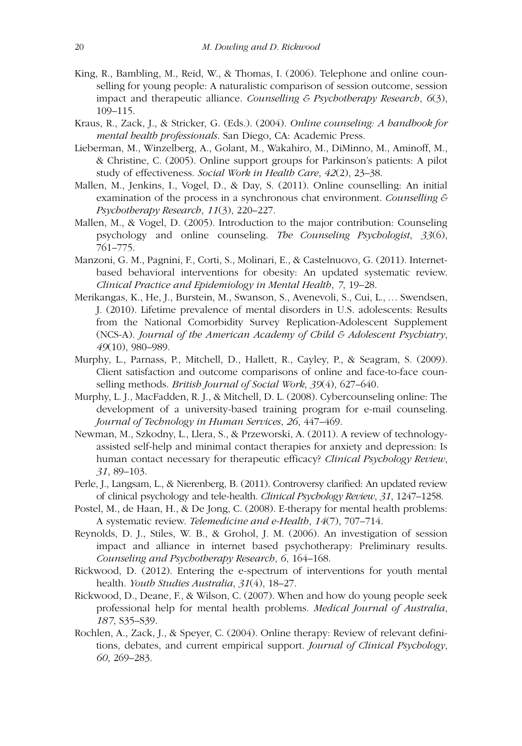King, R., Bambling, M., Reid, W., & Thomas, I. (2006). Telephone and online counselling for young people: A naturalistic comparison of session outcome, session impact and therapeutic alliance. *Counselling & Psychotherapy Research*, *6*(3), 109–115.

Kraus, R., Zack, J., & Stricker, G. (Eds.). (2004). *Online counseling: A handbook for mental health professionals*. San Diego, CA: Academic Press.

Lieberman, M., Winzelberg, A., Golant, M., Wakahiro, M., DiMinno, M., Aminoff, M., & Christine, C. (2005). Online support groups for Parkinson's patients: A pilot study of effectiveness. *Social Work in Health Care*, *42*(2), 23–38.

Mallen, M., Jenkins, I., Vogel, D., & Day, S. (2011). Online counselling: An initial examination of the process in a synchronous chat environment. *Counselling & Psychotherapy Research*, *11*(3), 220–227.

Mallen, M., & Vogel, D. (2005). Introduction to the major contribution: Counseling psychology and online counseling. *The Counseling Psychologist*, *33*(6), 761–775.

Manzoni, G. M., Pagnini, F., Corti, S., Molinari, E., & Castelnuovo, G. (2011). Internet-based behavioral interventions for obesity: An updated systematic review. *Clinical Practice and Epidemiology in Mental Health*, *7*, 19–28.

Merikangas, K., He, J., Burstein, M., Swanson, S., Avenevoli, S., Cui, L., … Swendsen, J. (2010). Lifetime prevalence of mental disorders in U.S. adolescents: Results from the National Comorbidity Survey Replication-Adolescent Supplement (NCS-A). *Journal of the American Academy of Child & Adolescent Psychiatry*, *49*(10), 980–989.

Murphy, L., Parnass, P., Mitchell, D., Hallett, R., Cayley, P., & Seagram, S. (2009). Client satisfaction and outcome comparisons of online and face-to-face counselling methods. *British Journal of Social Work*, *39*(4), 627–640.

Murphy, L. J., MacFadden, R. J., & Mitchell, D. L. (2008). Cybercounseling online: The development of a university-based training program for e-mail counseling. *Journal of Technology in Human Services*, *26*, 447–469.

Newman, M., Szkodny, L., Llera, S., & Przeworski, A. (2011). A review of technology-assisted self-help and minimal contact therapies for anxiety and depression: Is human contact necessary for therapeutic efficacy? *Clinical Psychology Review*, *31*, 89–103.

Perle, J., Langsam, L., & Nierenberg, B. (2011). Controversy clarified: An updated review of clinical psychology and tele-health. *Clinical Psychology Review*, *31*, 1247–1258.

Postel, M., de Haan, H., & De Jong, C. (2008). E-therapy for mental health problems: A systematic review. *Telemedicine and e-Health*, *14*(7), 707–714.

Reynolds, D. J., Stiles, W. B., & Grohol, J. M. (2006). An investigation of session impact and alliance in internet based psychotherapy: Preliminary results. *Counseling and Psychotherapy Research*, *6*, 164–168.

Rickwood, D. (2012). Entering the e-spectrum of interventions for youth mental health. *Youth Studies Australia*, *31*(4), 18–27.

Rickwood, D., Deane, F., & Wilson, C. (2007). When and how do young people seek professional help for mental health problems. *Medical Journal of Australia*, *187*, S35–S39.

Rochlen, A., Zack, J., & Speyer, C. (2004). Online therapy: Review of relevant definitions, debates, and current empirical support. *Journal of Clinical Psychology*, *60*, 269–283.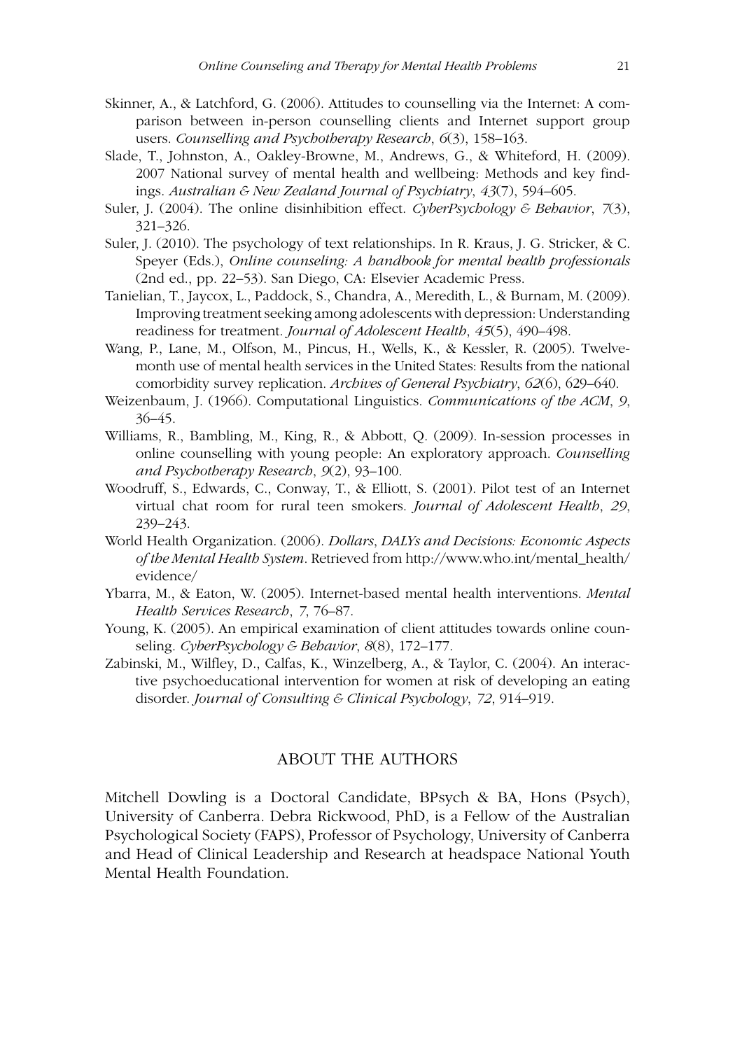Skinner, A., & Latchford, G. (2006). Attitudes to counselling via the Internet: A comparison between in-person counselling clients and Internet support group users. *Counselling and Psychotherapy Research*, *6*(3), 158–163.

Slade, T., Johnston, A., Oakley-Browne, M., Andrews, G., & Whiteford, H. (2009). 2007 National survey of mental health and wellbeing: Methods and key findings. *Australian & New Zealand Journal of Psychiatry*, *43*(7), 594–605.

Suler, J. (2004). The online disinhibition effect. *CyberPsychology & Behavior*, *7*(3), 321–326.

Suler, J. (2010). The psychology of text relationships. In R. Kraus, J. G. Stricker, & C. Speyer (Eds.), *Online counseling: A handbook for mental health professionals* (2nd ed., pp. 22–53). San Diego, CA: Elsevier Academic Press.

Tanielian, T., Jaycox, L., Paddock, S., Chandra, A., Meredith, L., & Burnam, M. (2009). Improving treatment seeking among adolescents with depression: Understanding readiness for treatment. *Journal of Adolescent Health*, *45*(5), 490–498.

Wang, P., Lane, M., Olfson, M., Pincus, H., Wells, K., & Kessler, R. (2005). Twelve-month use of mental health services in the United States: Results from the national comorbidity survey replication. *Archives of General Psychiatry*, *62*(6), 629–640.

Weizenbaum, J. (1966). Computational Linguistics. *Communications of the ACM*, *9*, 36–45.

Williams, R., Bambling, M., King, R., & Abbott, Q. (2009). In-session processes in online counselling with young people: An exploratory approach. *Counselling and Psychotherapy Research*, *9*(2), 93–100.

Woodruff, S., Edwards, C., Conway, T., & Elliott, S. (2001). Pilot test of an Internet virtual chat room for rural teen smokers. *Journal of Adolescent Health*, *29*, 239–243.

World Health Organization. (2006). *Dollars, DALYs and Decisions: Economic Aspects of the Mental Health System*. Retrieved from http://www.who.int/mental_health/evidence/

Ybarra, M., & Eaton, W. (2005). Internet-based mental health interventions. *Mental Health Services Research*, *7*, 76–87.

Young, K. (2005). An empirical examination of client attitudes towards online counseling. *CyberPsychology & Behavior*, *8*(8), 172–177.

Zabinski, M., Wilfley, D., Calfas, K., Winzelberg, A., & Taylor, C. (2004). An interactive psychoeducational intervention for women at risk of developing an eating disorder. *Journal of Consulting & Clinical Psychology*, *72*, 914–919.

## ABOUT THE AUTHORS

Mitchell Dowling is a Doctoral Candidate, BPsych & BA, Hons (Psych), University of Canberra. Debra Rickwood, PhD, is a Fellow of the Australian Psychological Society (FAPS), Professor of Psychology, University of Canberra and Head of Clinical Leadership and Research at headspace National Youth Mental Health Foundation.